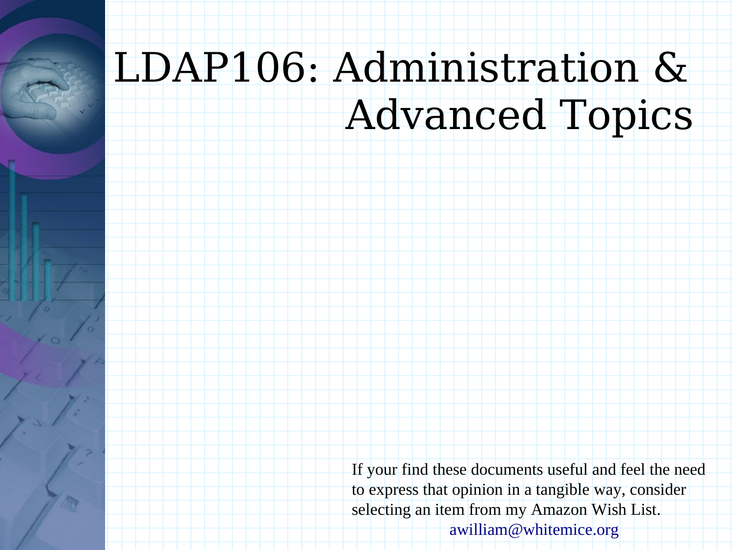# LDAP106: Administration & Advanced Topics

If your find these documents useful and feel the need to express that opinion in a tangible way, consider selecting an item from my Amazon Wish List.

awilliam@whitemice.org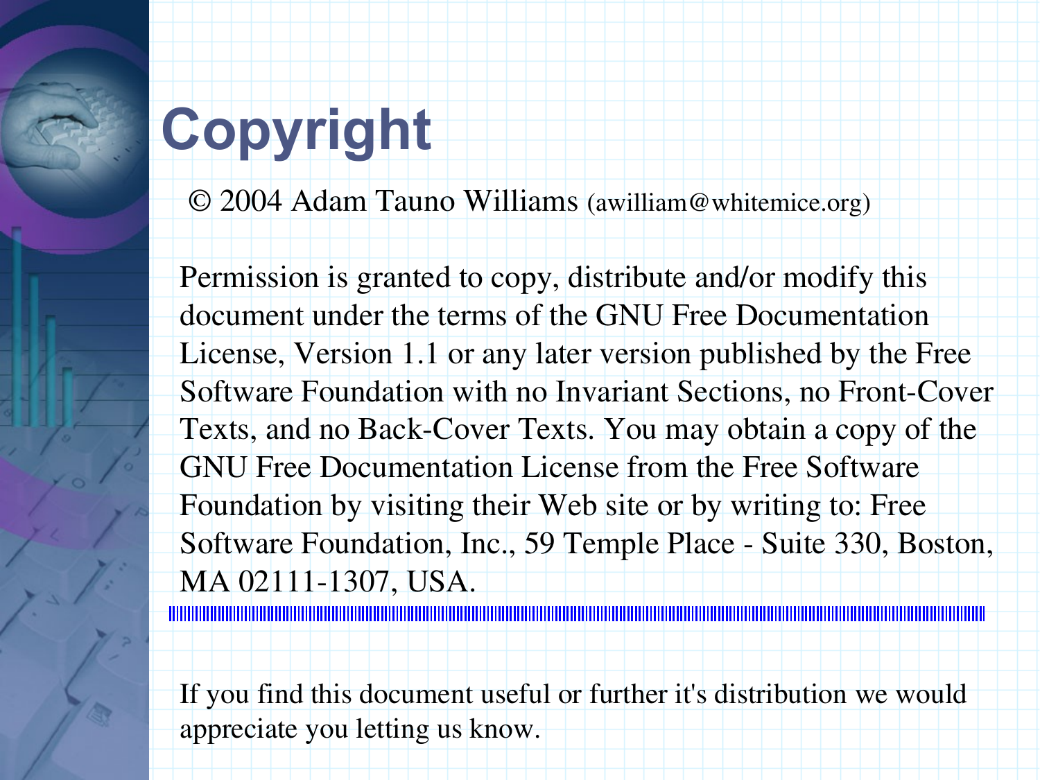# Copyright

© 2004 Adam Tauno Williams (awilliam@whitemice.org)

Permission is granted to copy, distribute and/or modify this document under the terms of the GNU Free Documentation License, Version 1.1 or any later version published by the Free Software Foundation with no Invariant Sections, no Front-Cover Texts, and no Back-Cover Texts. You may obtain a copy of the GNU Free Documentation License from the Free Software Foundation by visiting their Web site or by writing to: Free Software Foundation, Inc., 59 Temple Place - Suite 330, Boston, MA 02111-1307, USA.

---

If you find this document useful or further it's distribution we would appreciate you letting us know.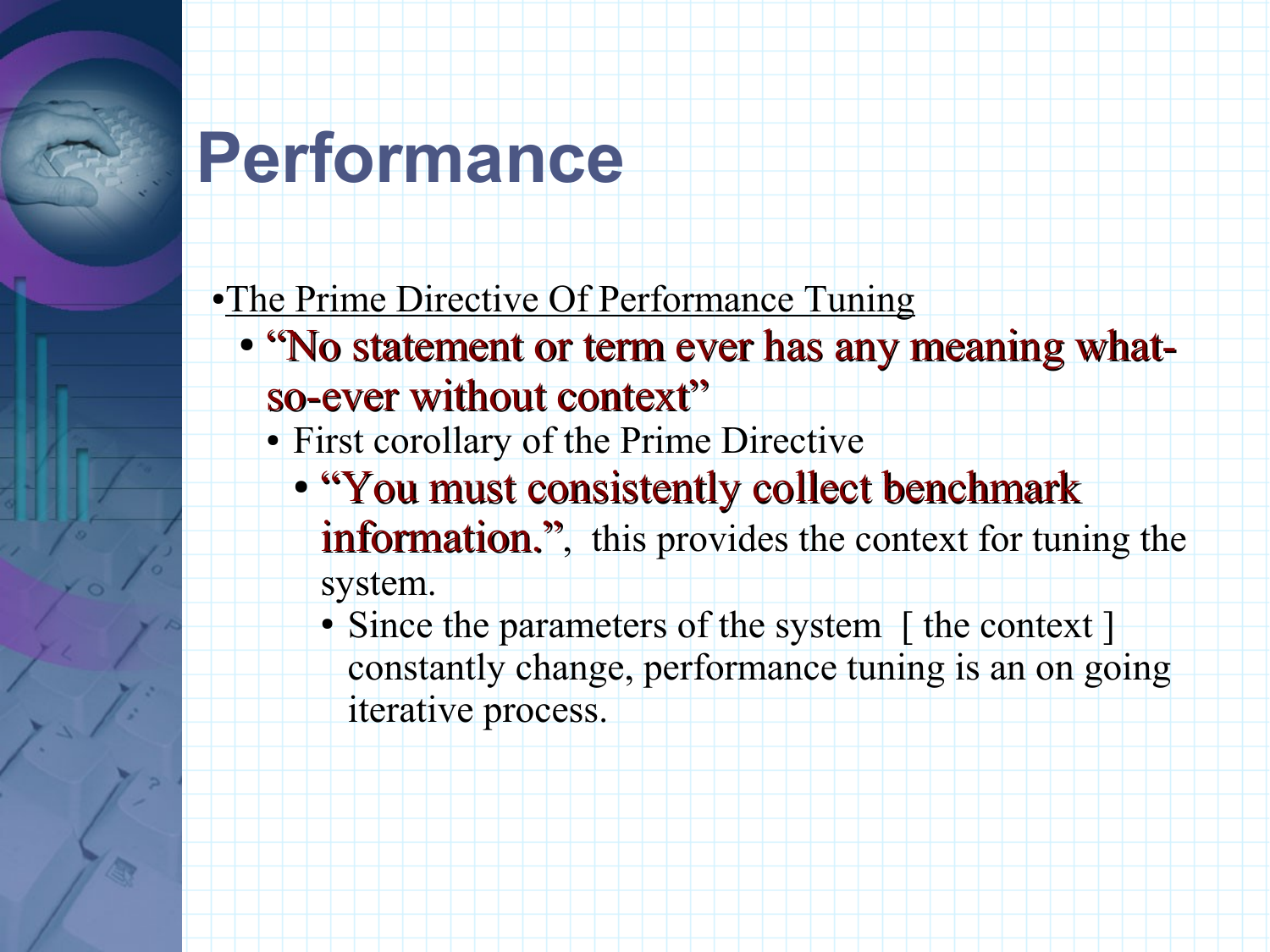# Performance

- <u>The Prime Directive Of Performance Tuning</u>
  - **"No statement or term ever has any meaning what-so-ever without context"**
    - First corollary of the Prime Directive
      - **"You must consistently collect benchmark information."**, this provides the context for tuning the system.
        - Since the parameters of the system [ the context ] constantly change, performance tuning is an on going iterative process.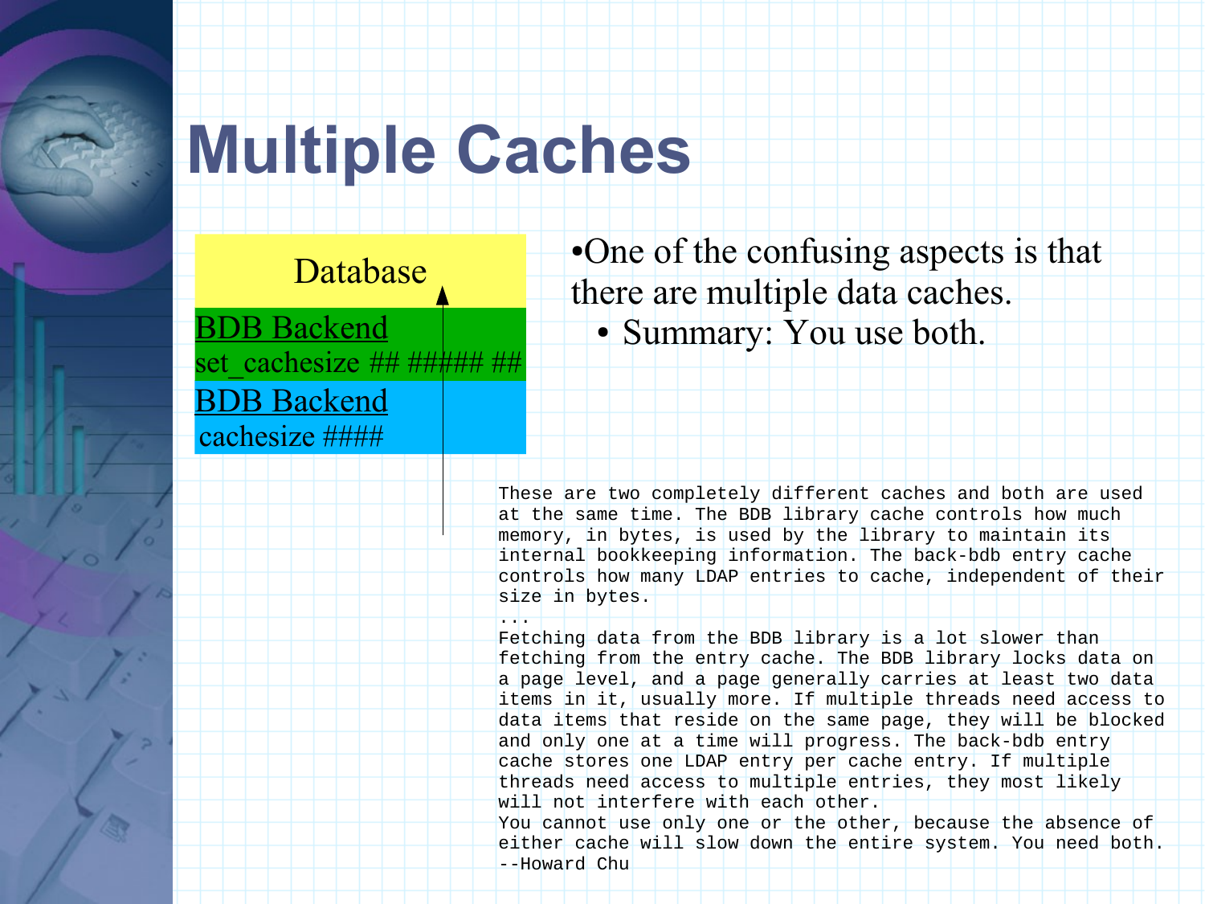# Multiple Caches

Database

BDB Backend
set_cachesize ## ##### ##

BDB Backend
cachesize ####

- One of the confusing aspects is that there are multiple data caches.
  - Summary: You use both.

```
These are two completely different caches and both are used
at the same time. The BDB library cache controls how much
memory, in bytes, is used by the library to maintain its
internal bookkeeping information. The back-bdb entry cache
controls how many LDAP entries to cache, independent of their
size in bytes.
...
Fetching data from the BDB library is a lot slower than
fetching from the entry cache. The BDB library locks data on
a page level, and a page generally carries at least two data
items in it, usually more. If multiple threads need access to
data items that reside on the same page, they will be blocked
and only one at a time will progress. The back-bdb entry
cache stores one LDAP entry per cache entry. If multiple
threads need access to multiple entries, they most likely
will not interfere with each other.
You cannot use only one or the other, because the absence of
either cache will slow down the entire system. You need both.
--Howard Chu
```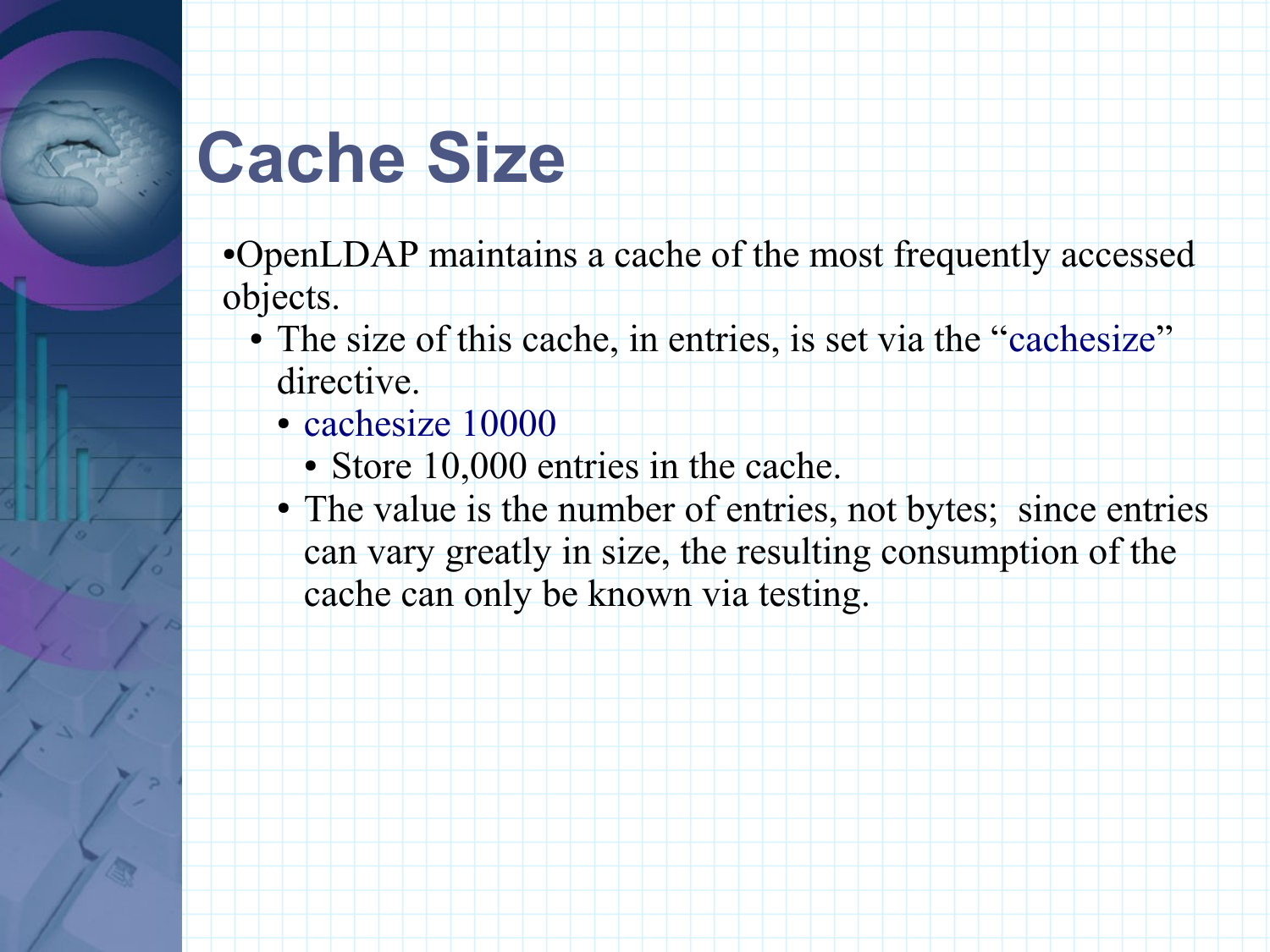# Cache Size

- OpenLDAP maintains a cache of the most frequently accessed objects.
  - The size of this cache, in entries, is set via the "cachesize" directive.
    - cachesize 10000
      - Store 10,000 entries in the cache.
    - The value is the number of entries, not bytes;  since entries can vary greatly in size, the resulting consumption of the cache can only be known via testing.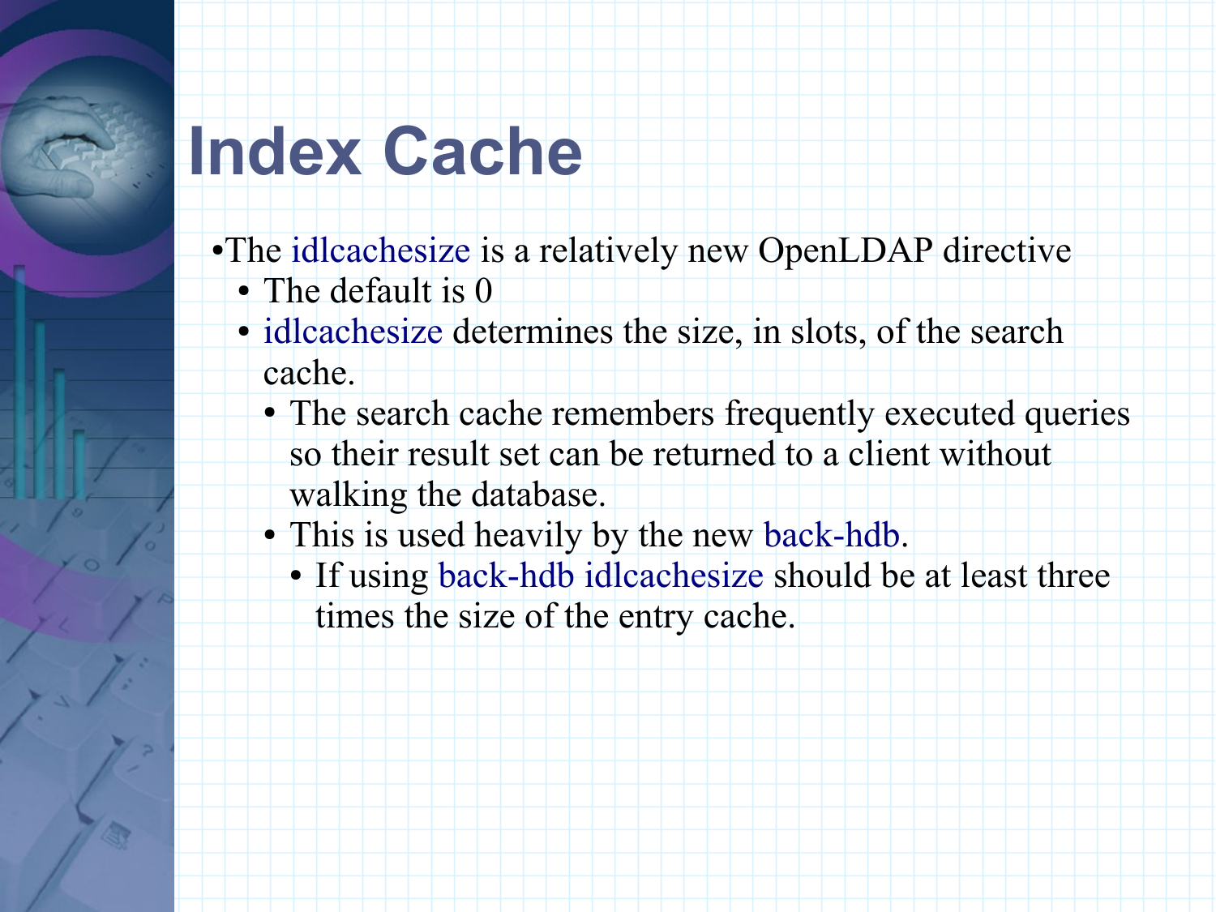# Index Cache

- The idlcachesize is a relatively new OpenLDAP directive
  - The default is 0
  - idlcachesize determines the size, in slots, of the search cache.
    - The search cache remembers frequently executed queries so their result set can be returned to a client without walking the database.
    - This is used heavily by the new back-hdb.
      - If using back-hdb idlcachesize should be at least three times the size of the entry cache.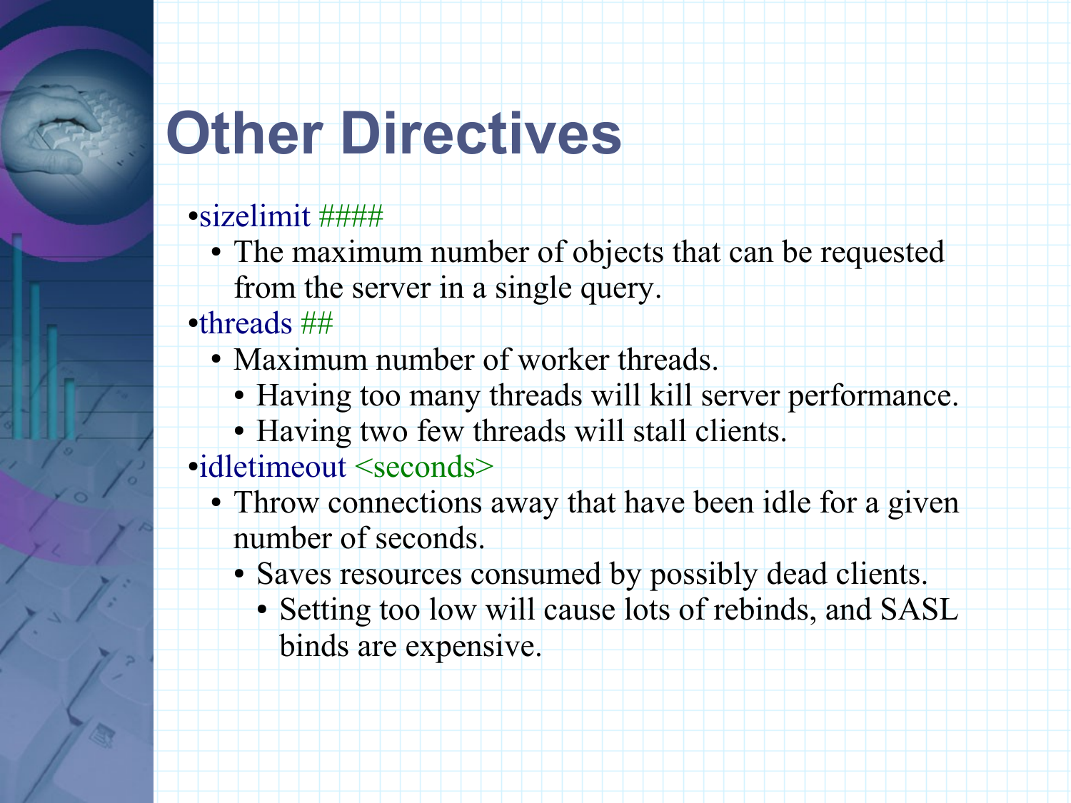# Other Directives

- sizelimit ####
  - The maximum number of objects that can be requested from the server in a single query.
- threads ##
  - Maximum number of worker threads.
    - Having too many threads will kill server performance.
    - Having two few threads will stall clients.
- idletimeout <seconds>
  - Throw connections away that have been idle for a given number of seconds.
    - Saves resources consumed by possibly dead clients.
      - Setting too low will cause lots of rebinds, and SASL binds are expensive.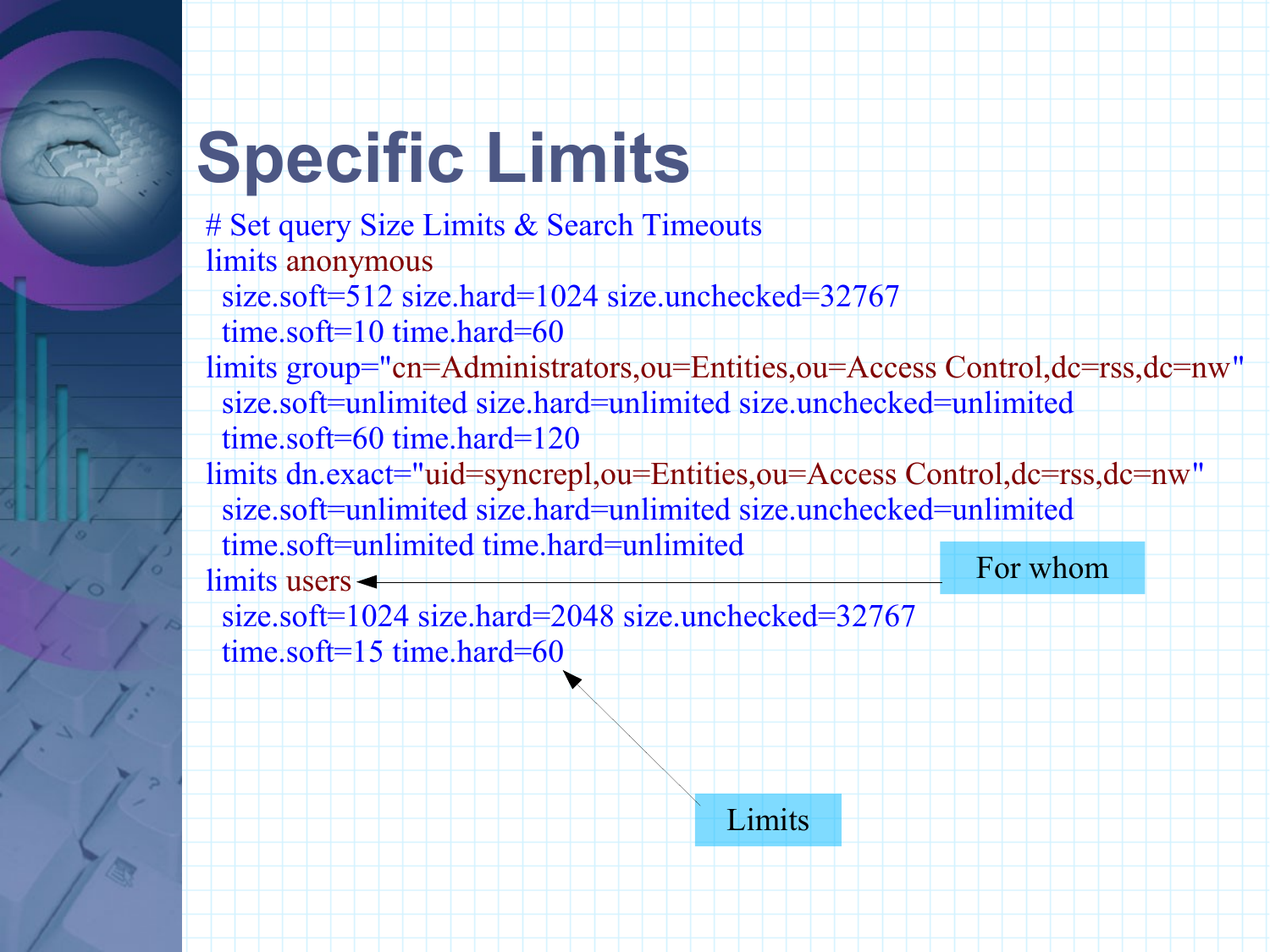# Specific Limits

```
# Set query Size Limits & Search Timeouts
limits anonymous
  size.soft=512 size.hard=1024 size.unchecked=32767
  time.soft=10 time.hard=60
limits group="cn=Administrators,ou=Entities,ou=Access Control,dc=rss,dc=nw"
  size.soft=unlimited size.hard=unlimited size.unchecked=unlimited
  time.soft=60 time.hard=120
limits dn.exact="uid=syncrepl,ou=Entities,ou=Access Control,dc=rss,dc=nw"
  size.soft=unlimited size.hard=unlimited size.unchecked=unlimited
  time.soft=unlimited time.hard=unlimited
limits users
  size.soft=1024 size.hard=2048 size.unchecked=32767
  time.soft=15 time.hard=60
```

For whom

Limits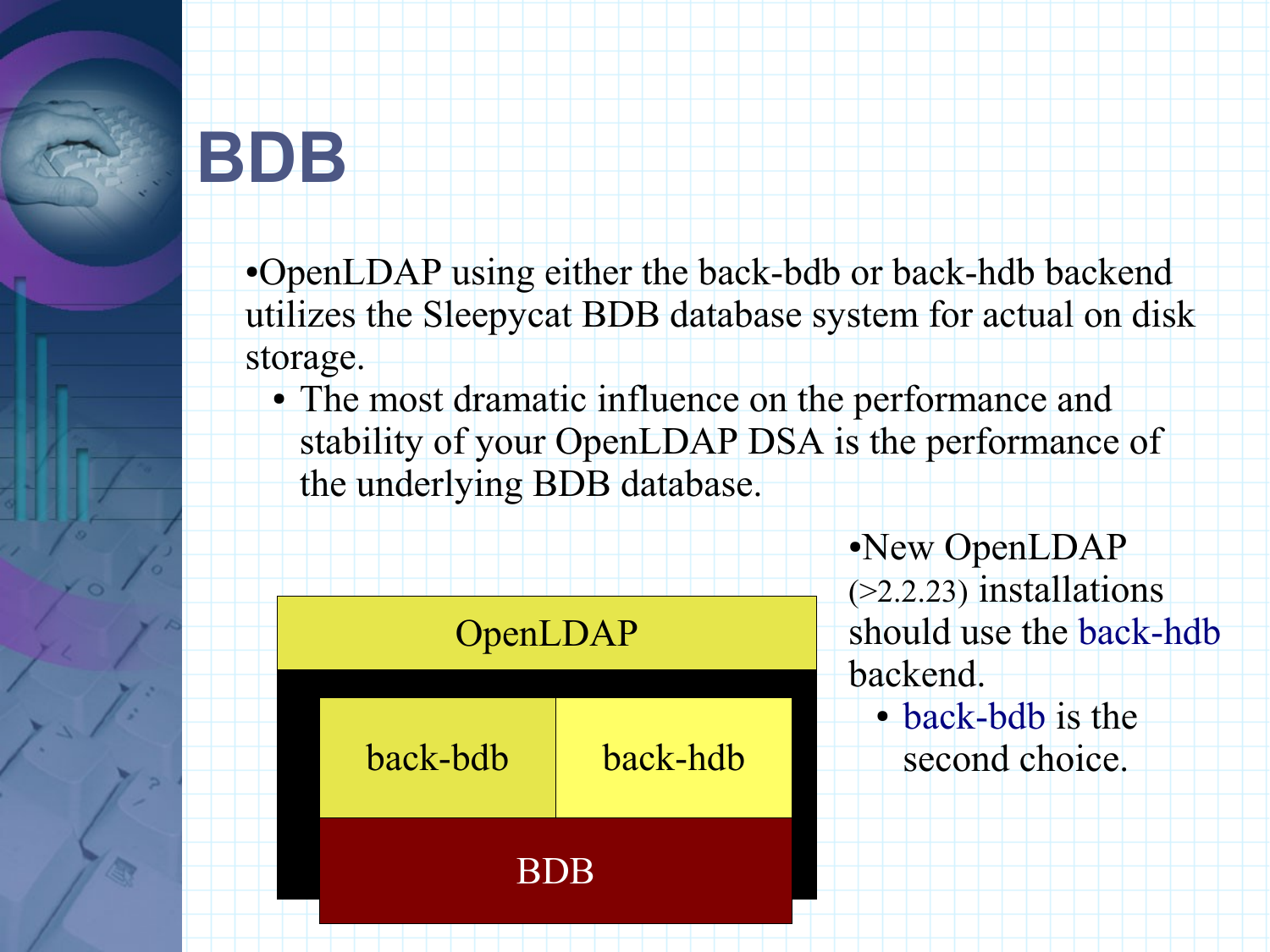# BDB

- OpenLDAP using either the back-bdb or back-hdb backend utilizes the Sleepycat BDB database system for actual on disk storage.
  - The most dramatic influence on the performance and stability of your OpenLDAP DSA is the performance of the underlying BDB database.

| OpenLDAP | |
|---|---|
| back-bdb | back-hdb |
| BDB | |

- New OpenLDAP (>2.2.23) installations should use the back-hdb backend.
  - back-bdb is the second choice.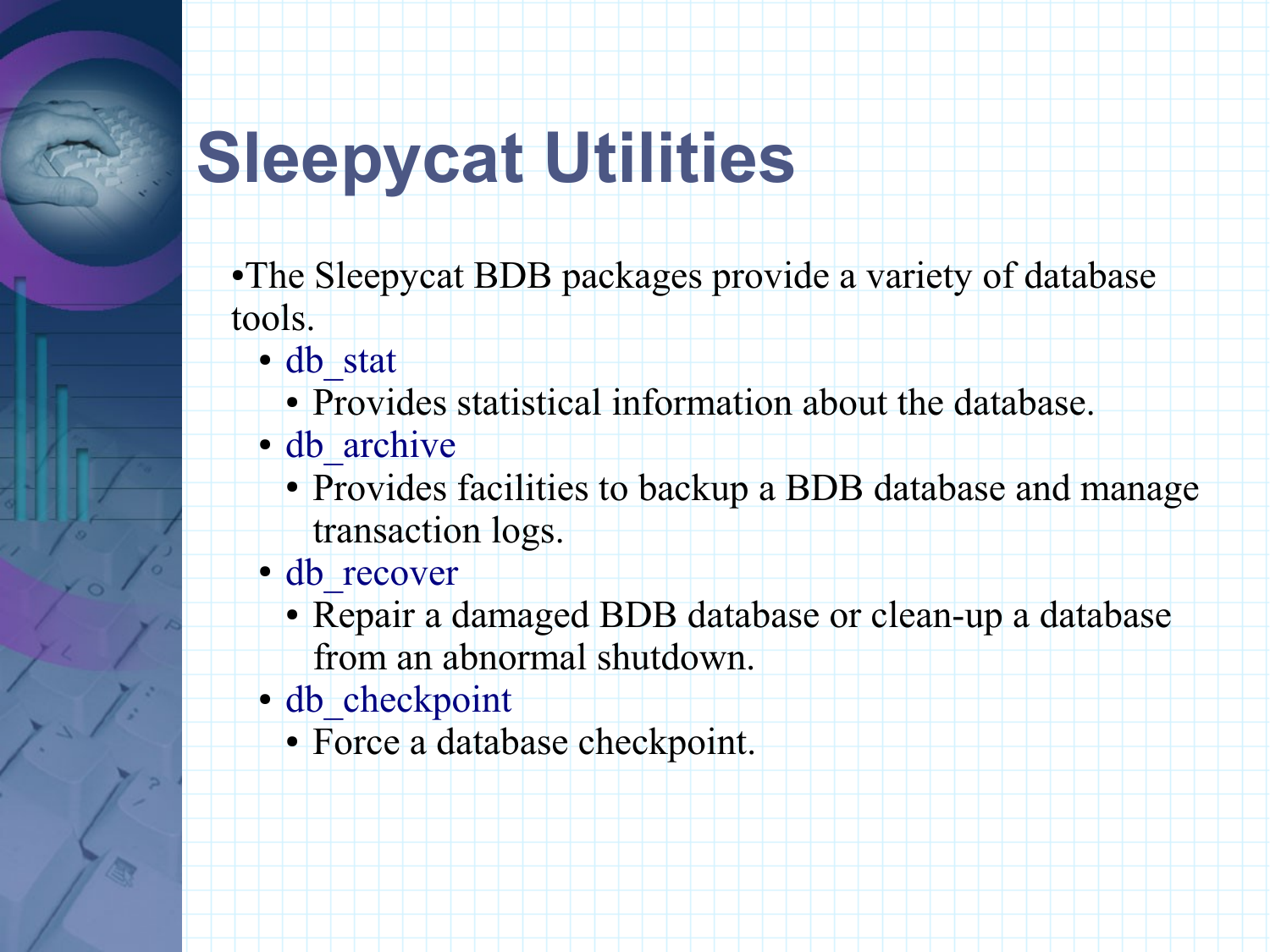# Sleepycat Utilities

- The Sleepycat BDB packages provide a variety of database tools.
  - db_stat
    - Provides statistical information about the database.
  - db_archive
    - Provides facilities to backup a BDB database and manage transaction logs.
  - db_recover
    - Repair a damaged BDB database or clean-up a database from an abnormal shutdown.
  - db_checkpoint
    - Force a database checkpoint.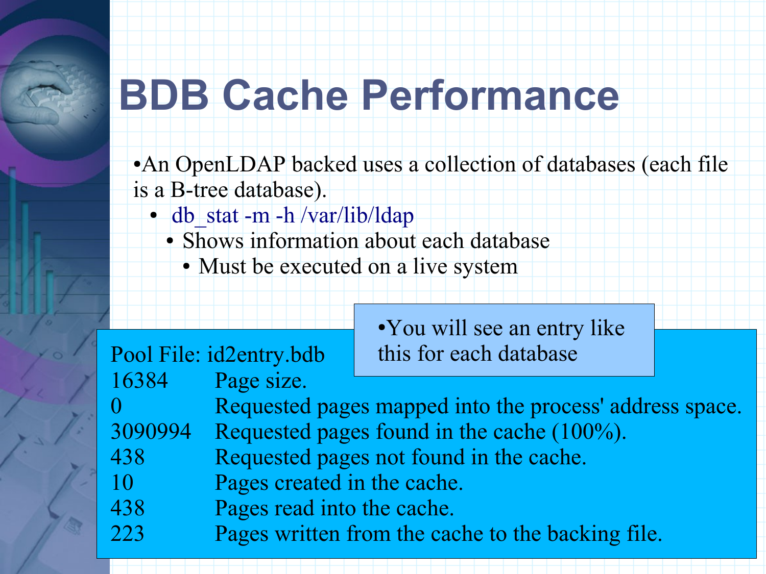# BDB Cache Performance

- An OpenLDAP backed uses a collection of databases (each file is a B-tree database).
  - db_stat -m -h /var/lib/ldap
    - Shows information about each database
      - Must be executed on a live system

- You will see an entry like this for each database

```
Pool File: id2entry.bdb
16384      Page size.
0          Requested pages mapped into the process' address space.
3090994    Requested pages found in the cache (100%).
438        Requested pages not found in the cache.
10         Pages created in the cache.
438        Pages read into the cache.
223        Pages written from the cache to the backing file.
```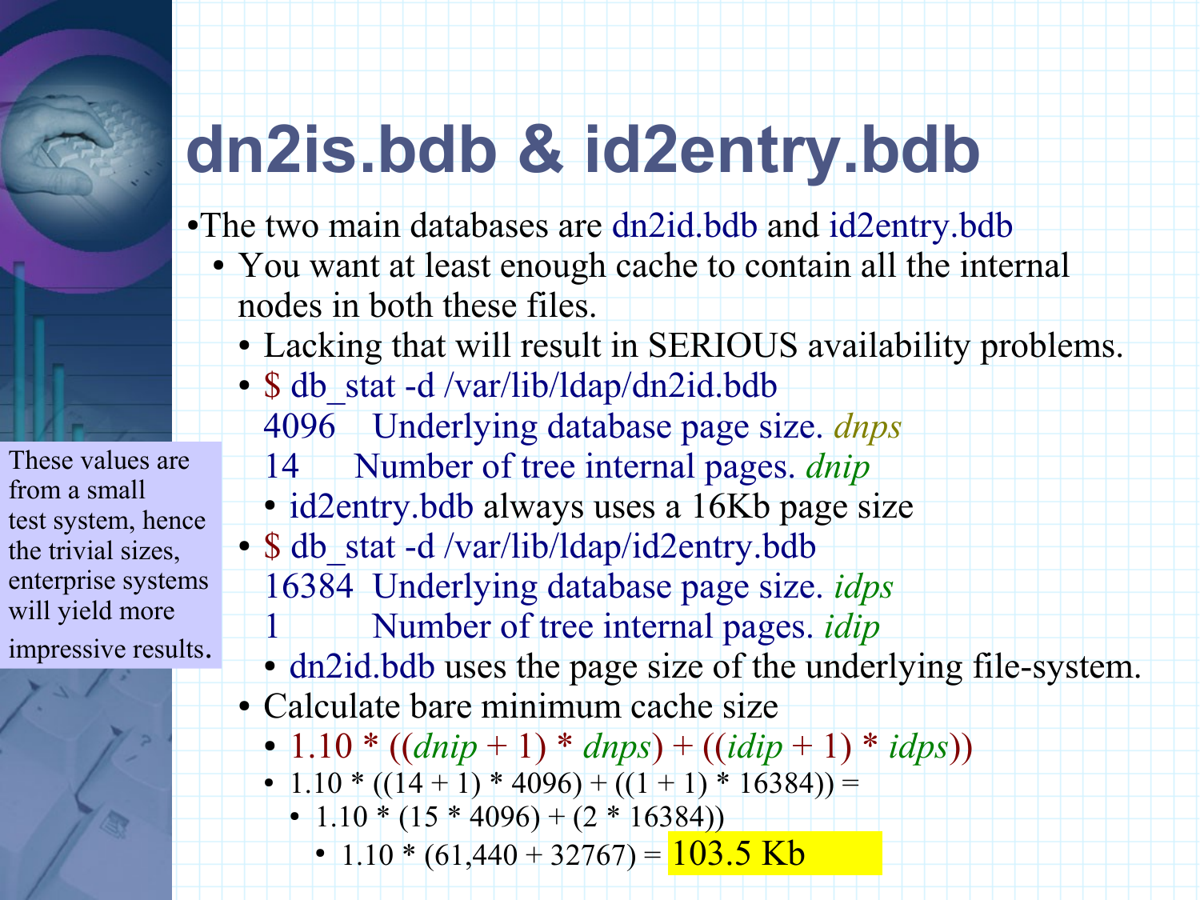# dn2is.bdb & id2entry.bdb

- The two main databases are dn2id.bdb and id2entry.bdb
  - You want at least enough cache to contain all the internal nodes in both these files.
    - Lacking that will result in SERIOUS availability problems.
    - $ db_stat -d /var/lib/ldap/dn2id.bdb
      4096 Underlying database page size. *dnps*
      14 Number of tree internal pages. *dnip*
      - id2entry.bdb always uses a 16Kb page size
    - $ db_stat -d /var/lib/ldap/id2entry.bdb
      16384 Underlying database page size. *idps*
      1 Number of tree internal pages. *idip*
      - dn2id.bdb uses the page size of the underlying file-system.
    - Calculate bare minimum cache size
      - 1.10 * ((*dnip* + 1) * *dnps*) + ((*idip* + 1) * *idps*))
      - 1.10 * ((14 + 1) * 4096) + ((1 + 1) * 16384)) =
        - 1.10 * (15 * 4096) + (2 * 16384))
          - 1.10 * (61,440 + 32767) = **103.5 Kb**

These values are from a small test system, hence the trivial sizes, enterprise systems will yield more impressive results.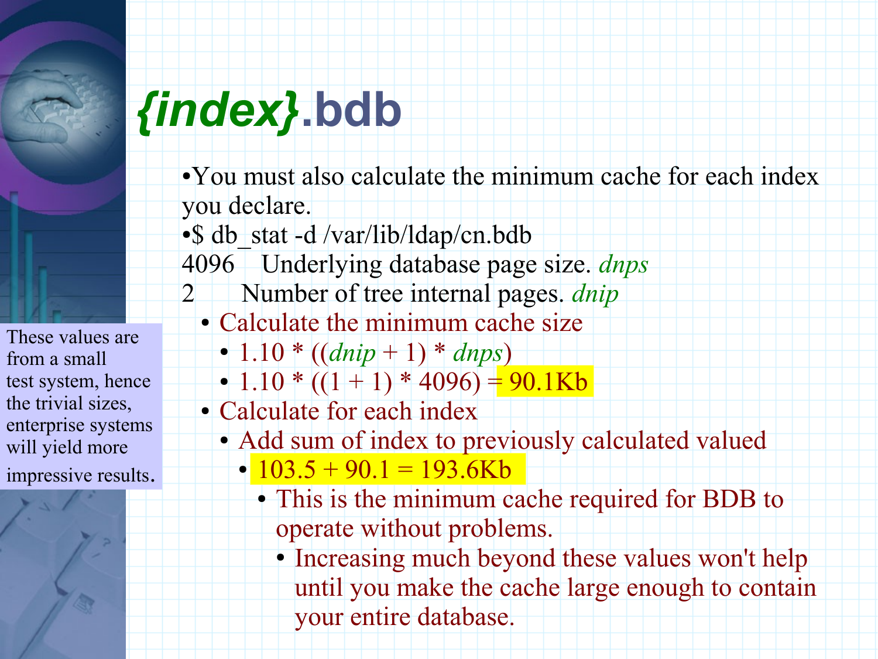# *{index}*.bdb

- You must also calculate the minimum cache for each index you declare.
- $ db_stat -d /var/lib/ldap/cn.bdb

4096 Underlying database page size. *dnps*

2 Number of tree internal pages. *dnip*

- Calculate the minimum cache size
  - 1.10 * ((*dnip* + 1) * *dnps*)
  - 1.10 * ((1 + 1) * 4096) = 90.1Kb
- Calculate for each index
  - Add sum of index to previously calculated valued
    - 103.5 + 90.1 = 193.6Kb
      - This is the minimum cache required for BDB to operate without problems.
        - Increasing much beyond these values won't help until you make the cache large enough to contain your entire database.

These values are from a small test system, hence the trivial sizes, enterprise systems will yield more impressive results.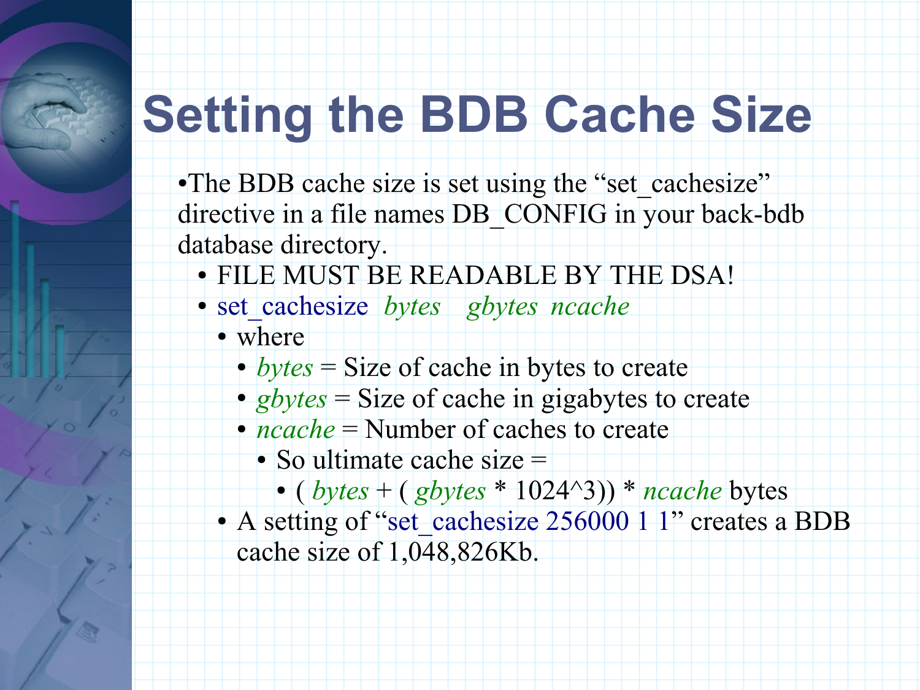# Setting the BDB Cache Size

- The BDB cache size is set using the "set_cachesize" directive in a file names DB_CONFIG in your back-bdb database directory.
  - FILE MUST BE READABLE BY THE DSA!
  - set_cachesize *bytes* *gbytes* *ncache*
    - where
      - *bytes* = Size of cache in bytes to create
      - *gbytes* = Size of cache in gigabytes to create
      - *ncache* = Number of caches to create
        - So ultimate cache size =
          - ( *bytes* + ( *gbytes* * 1024^3)) * *ncache* bytes
    - A setting of "set_cachesize 256000 1 1" creates a BDB cache size of 1,048,826Kb.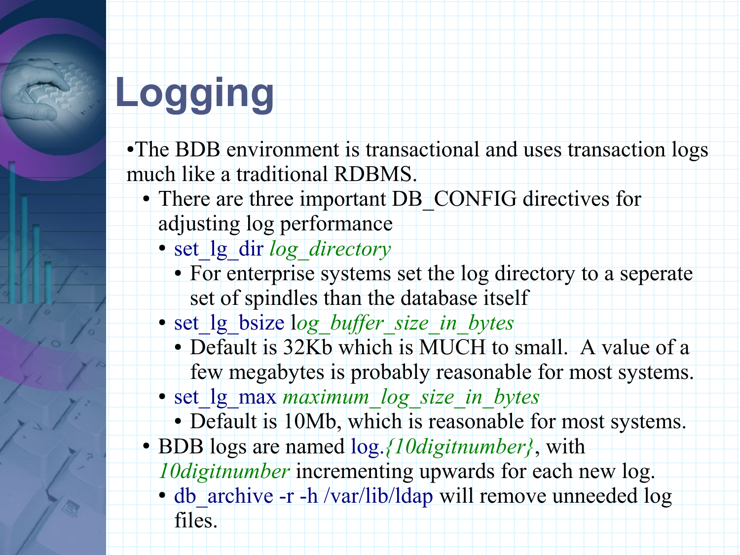# Logging

- The BDB environment is transactional and uses transaction logs much like a traditional RDBMS.
  - There are three important DB_CONFIG directives for adjusting log performance
    - set_lg_dir *log_directory*
      - For enterprise systems set the log directory to a seperate set of spindles than the database itself
    - set_lg_bsize l*og_buffer_size_in_bytes*
      - Default is 32Kb which is MUCH to small.  A value of a few megabytes is probably reasonable for most systems.
    - set_lg_max *maximum_log_size_in_bytes*
      - Default is 10Mb, which is reasonable for most systems.
  - BDB logs are named log.*{10digitnumber}*, with *10digitnumber* incrementing upwards for each new log.
    - db_archive -r -h /var/lib/ldap will remove unneeded log files.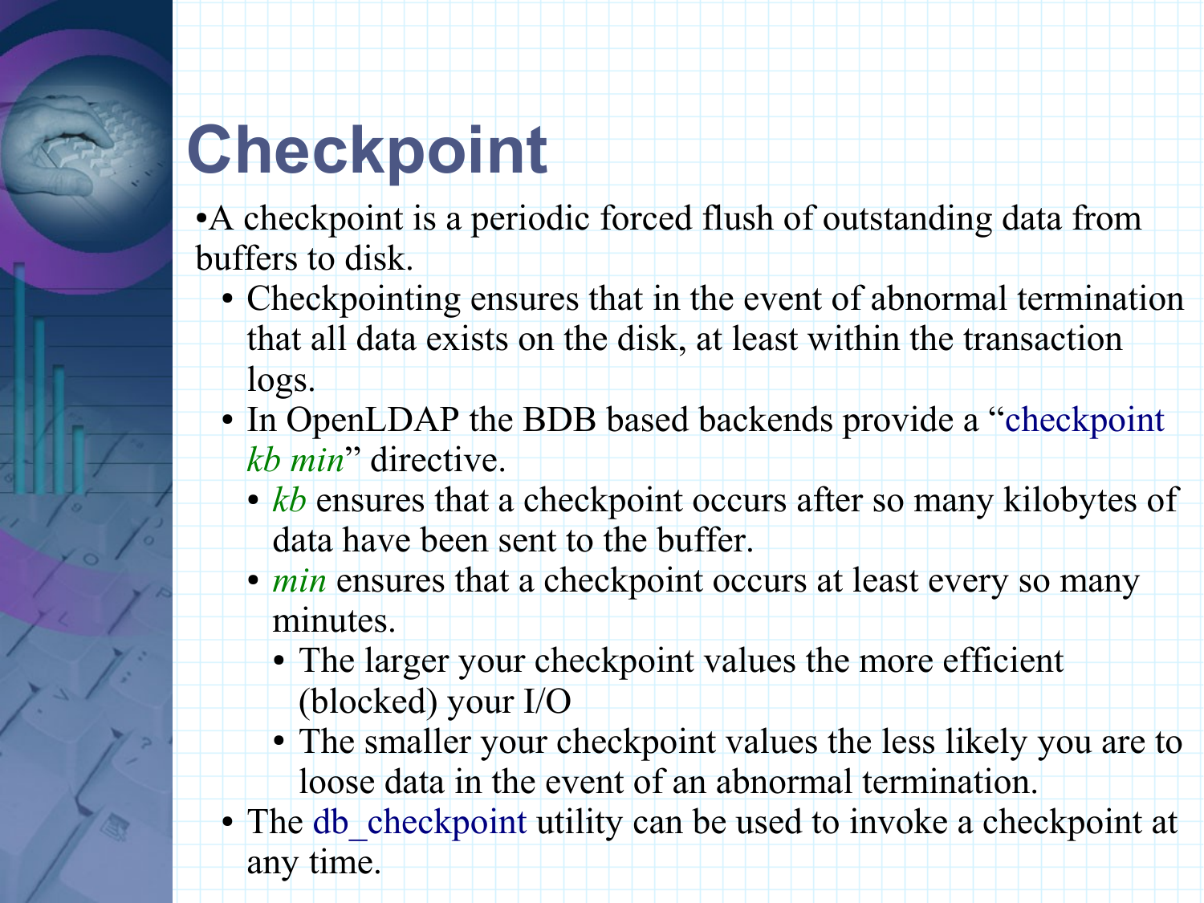# Checkpoint

- A checkpoint is a periodic forced flush of outstanding data from buffers to disk.
  - Checkpointing ensures that in the event of abnormal termination that all data exists on the disk, at least within the transaction logs.
  - In OpenLDAP the BDB based backends provide a "checkpoint *kb min*" directive.
    - *kb* ensures that a checkpoint occurs after so many kilobytes of data have been sent to the buffer.
    - *min* ensures that a checkpoint occurs at least every so many minutes.
      - The larger your checkpoint values the more efficient (blocked) your I/O
      - The smaller your checkpoint values the less likely you are to loose data in the event of an abnormal termination.
  - The db_checkpoint utility can be used to invoke a checkpoint at any time.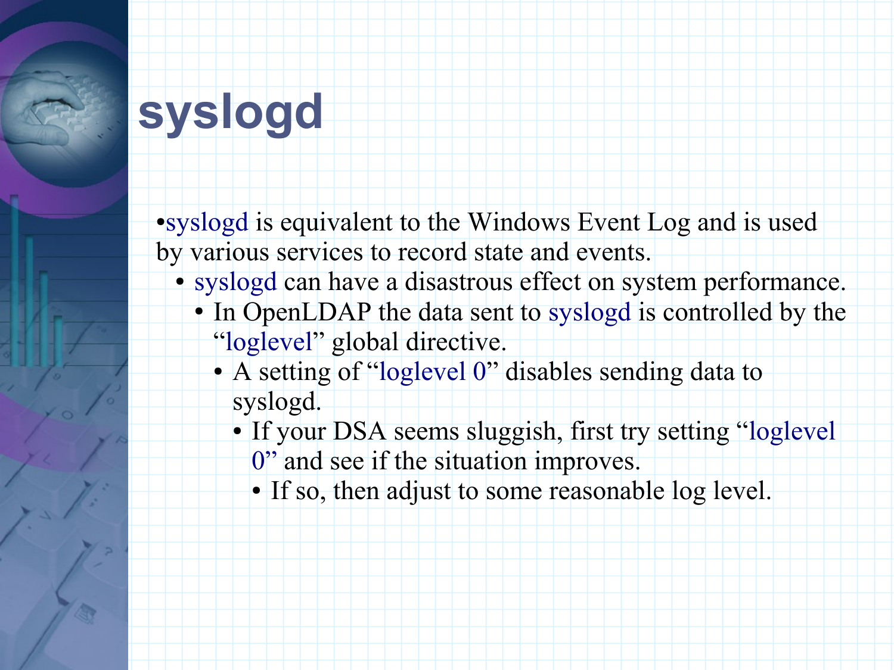# syslogd

- syslogd is equivalent to the Windows Event Log and is used by various services to record state and events.
  - syslogd can have a disastrous effect on system performance.
    - In OpenLDAP the data sent to syslogd is controlled by the "loglevel" global directive.
      - A setting of "loglevel 0" disables sending data to syslogd.
        - If your DSA seems sluggish, first try setting "loglevel 0" and see if the situation improves.
          - If so, then adjust to some reasonable log level.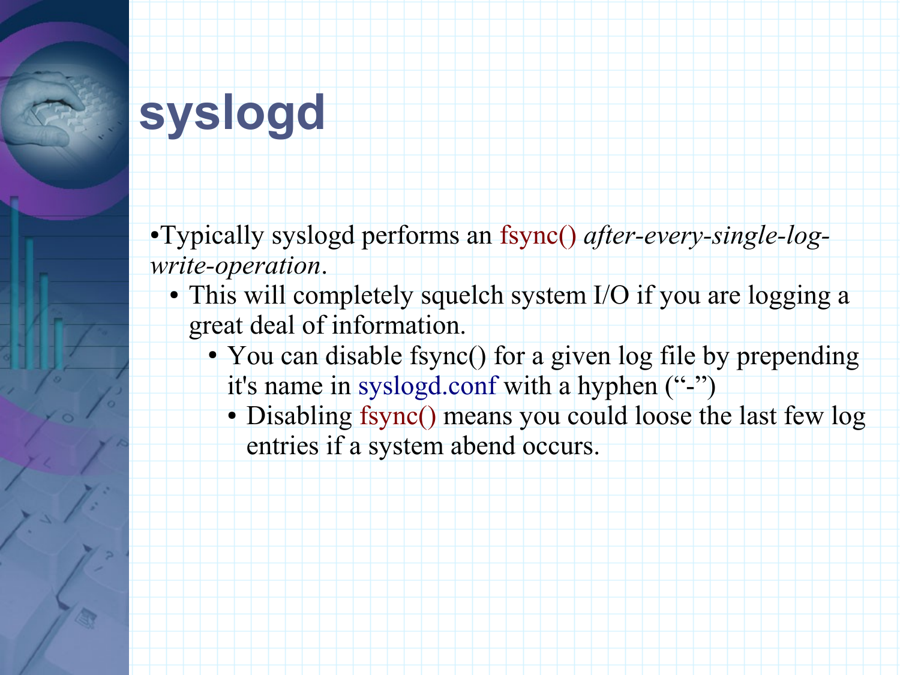# syslogd

- Typically syslogd performs an fsync() *after-every-single-log-write-operation*.
  - This will completely squelch system I/O if you are logging a great deal of information.
    - You can disable fsync() for a given log file by prepending it's name in syslogd.conf with a hyphen (“-”)
      - Disabling fsync() means you could loose the last few log entries if a system abend occurs.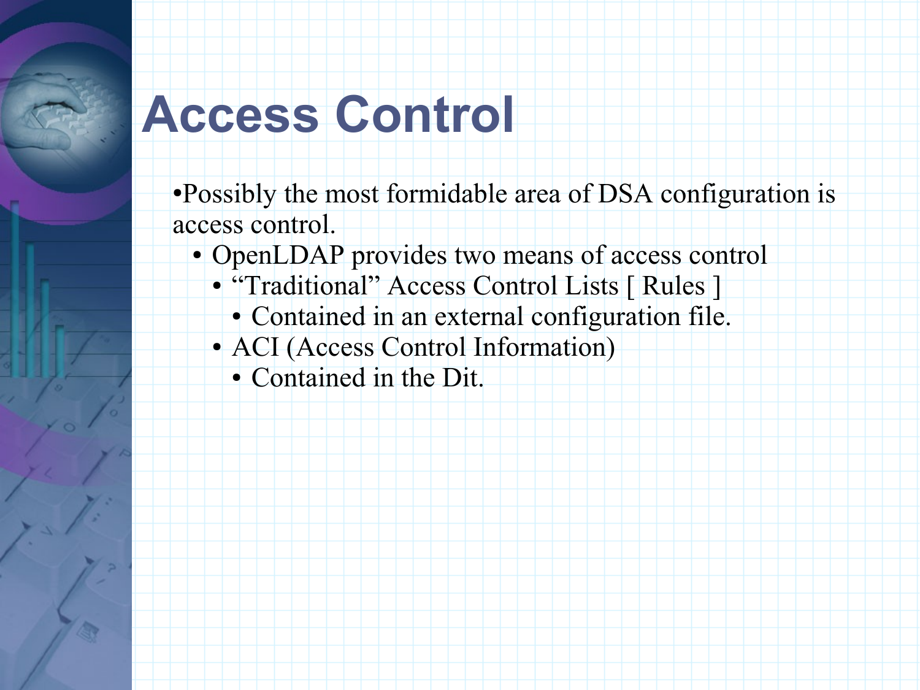# Access Control

- Possibly the most formidable area of DSA configuration is access control.
  - OpenLDAP provides two means of access control
    - "Traditional" Access Control Lists [ Rules ]
      - Contained in an external configuration file.
    - ACI (Access Control Information)
      - Contained in the Dit.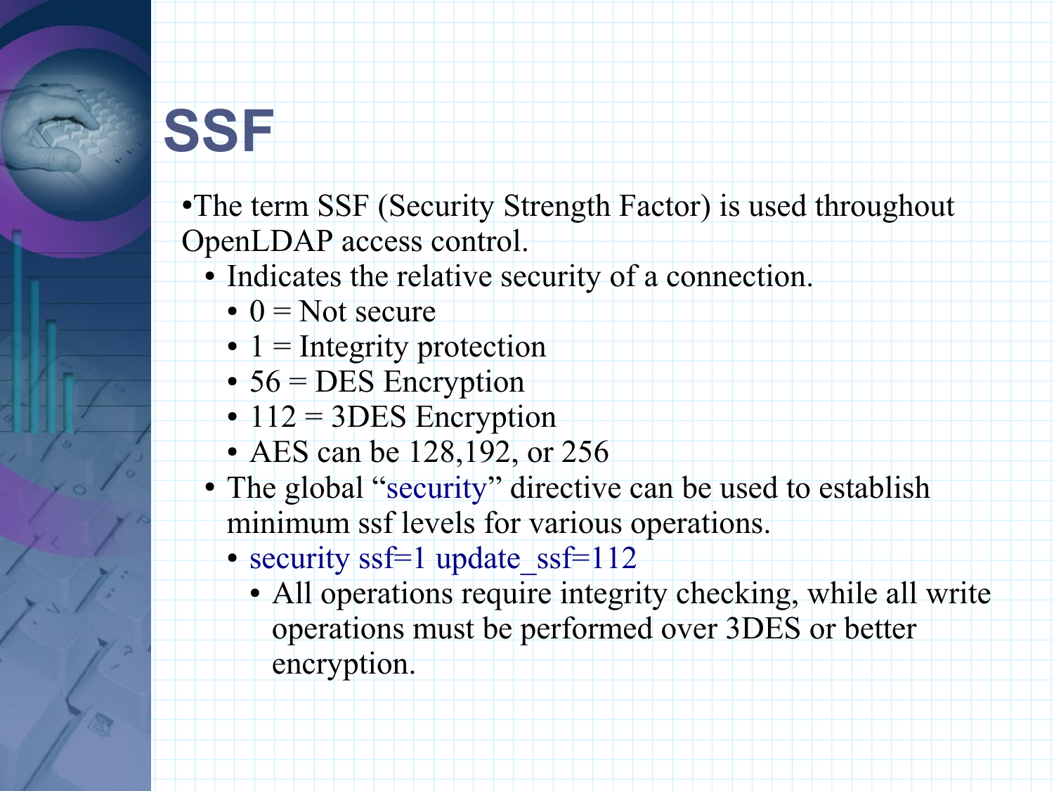# SSF

- The term SSF (Security Strength Factor) is used throughout OpenLDAP access control.
  - Indicates the relative security of a connection.
    - 0 = Not secure
    - 1 = Integrity protection
    - 56 = DES Encryption
    - 112 = 3DES Encryption
    - AES can be 128,192, or 256
  - The global "security" directive can be used to establish minimum ssf levels for various operations.
    - security ssf=1 update_ssf=112
      - All operations require integrity checking, while all write operations must be performed over 3DES or better encryption.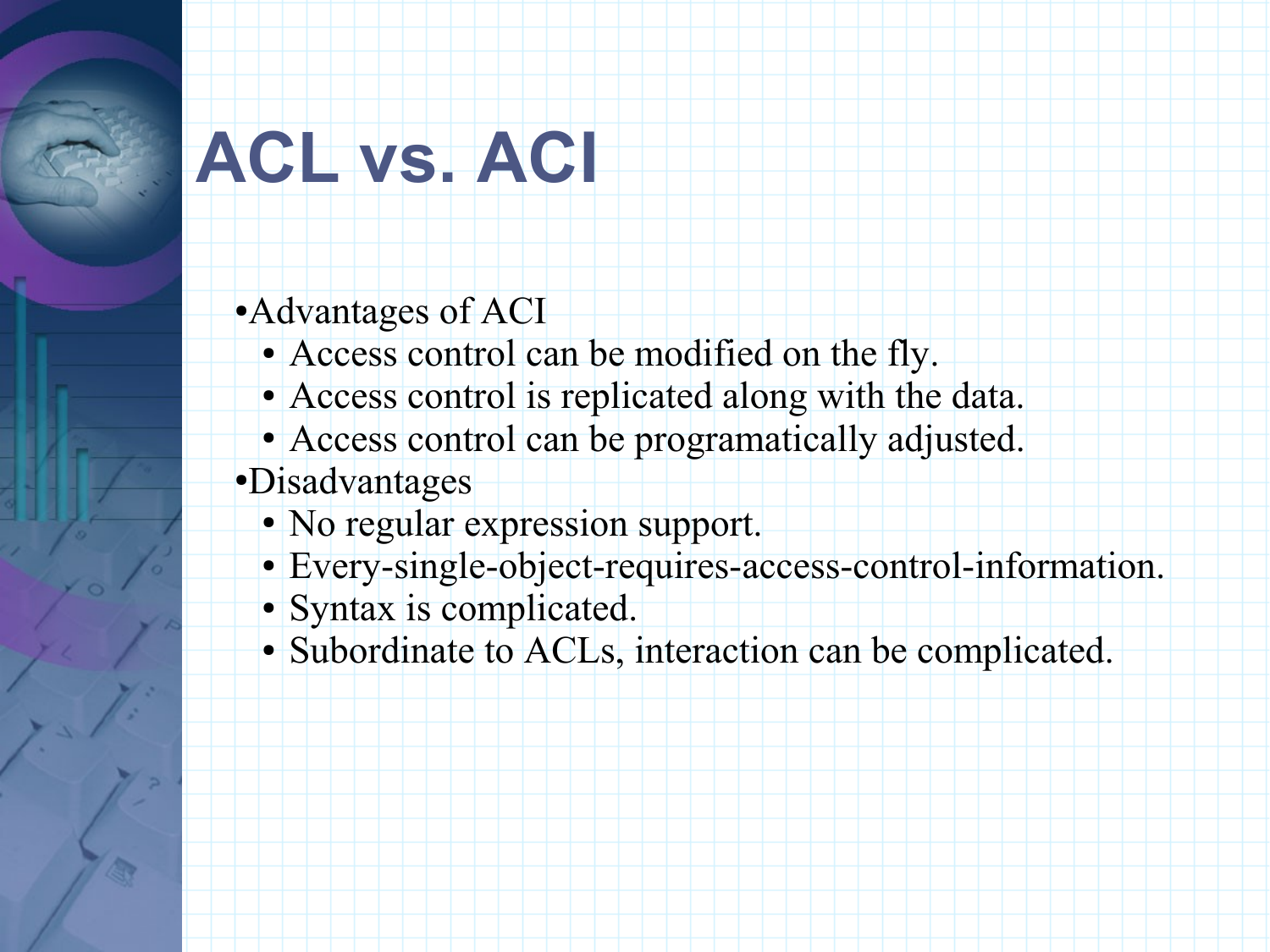# ACL vs. ACI

- Advantages of ACI
  - Access control can be modified on the fly.
  - Access control is replicated along with the data.
  - Access control can be programatically adjusted.
- Disadvantages
  - No regular expression support.
  - Every-single-object-requires-access-control-information.
  - Syntax is complicated.
  - Subordinate to ACLs, interaction can be complicated.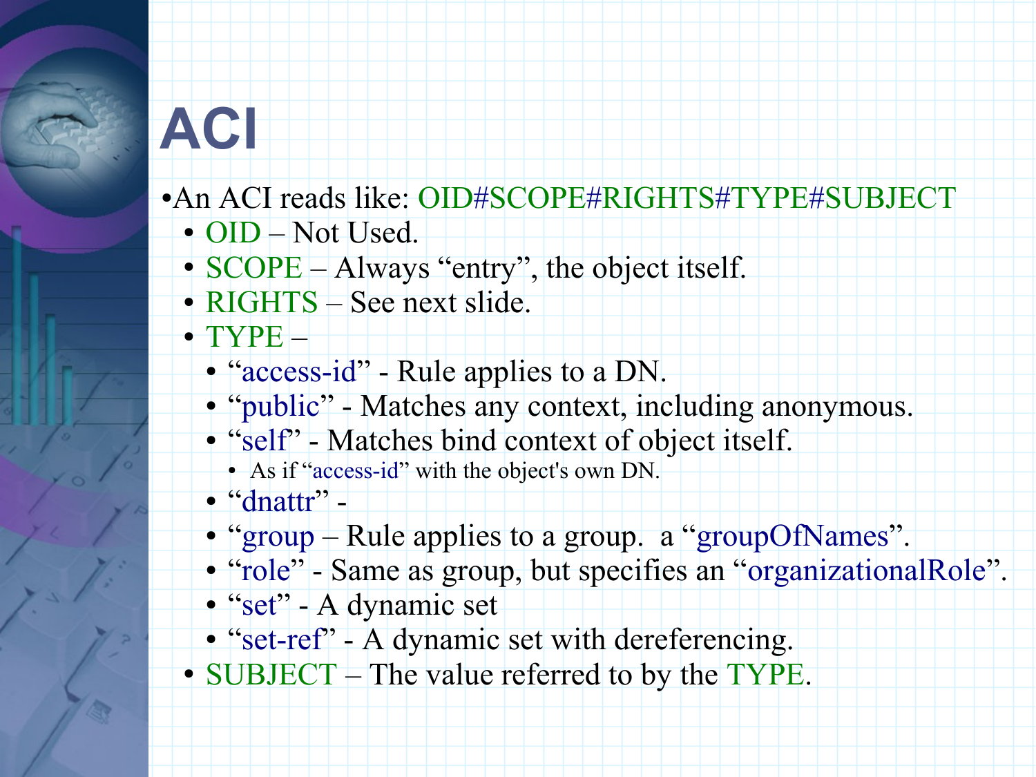# ACI

- An ACI reads like: OID#SCOPE#RIGHTS#TYPE#SUBJECT
  - OID – Not Used.
  - SCOPE – Always “entry”, the object itself.
  - RIGHTS – See next slide.
  - TYPE –
    - “access-id” - Rule applies to a DN.
    - “public” - Matches any context, including anonymous.
    - “self” - Matches bind context of object itself.
      - As if “access-id” with the object's own DN.
    - “dnattr” -
    - “group – Rule applies to a group. a “groupOfNames”.
    - “role” - Same as group, but specifies an “organizationalRole”.
    - “set” - A dynamic set
    - “set-ref” - A dynamic set with dereferencing.
  - SUBJECT – The value referred to by the TYPE.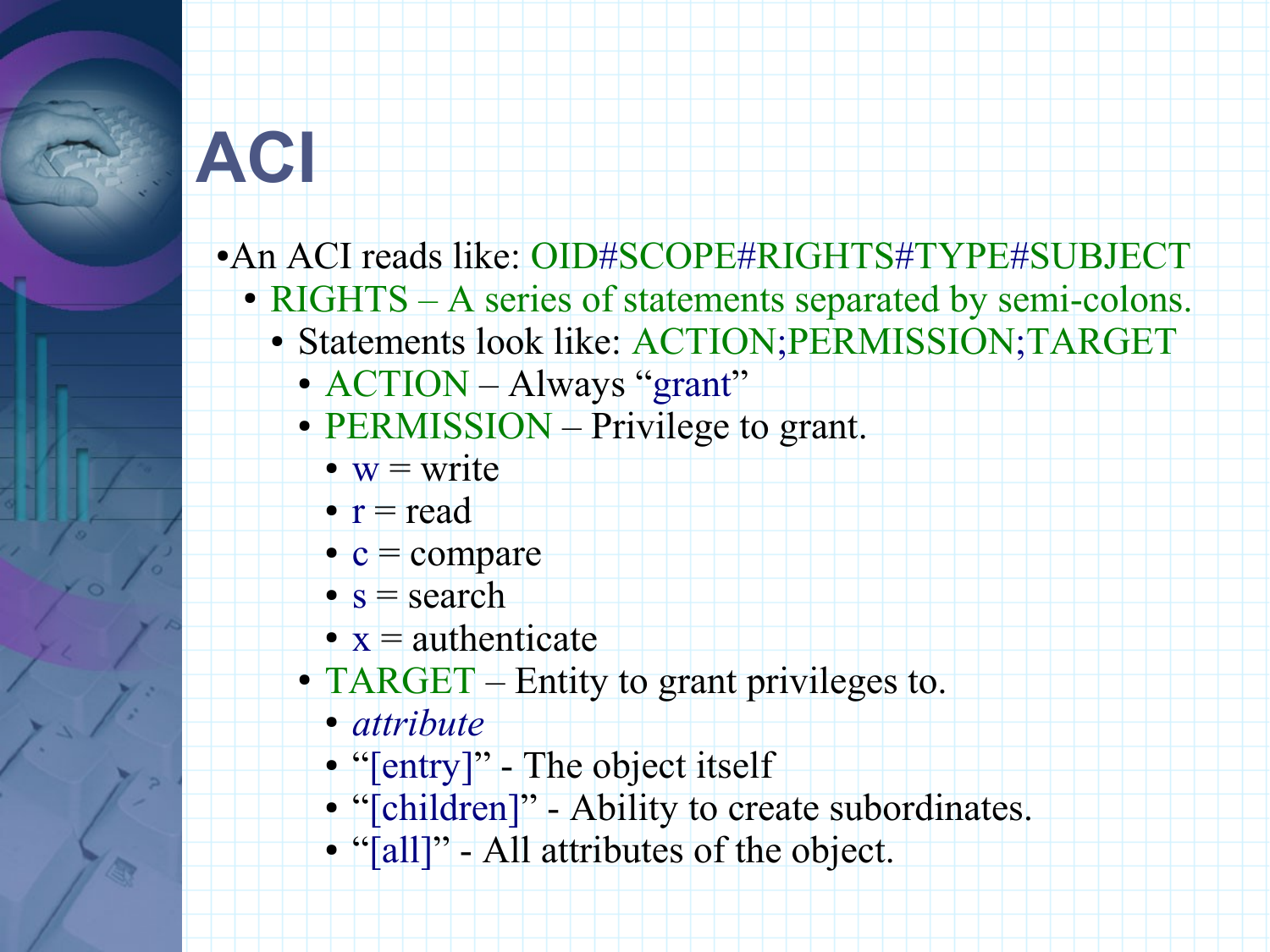# ACI

- An ACI reads like: OID#SCOPE#RIGHTS#TYPE#SUBJECT
  - RIGHTS – A series of statements separated by semi-colons.
    - Statements look like: ACTION;PERMISSION;TARGET
      - ACTION – Always "grant"
      - PERMISSION – Privilege to grant.
        - w = write
        - r = read
        - c = compare
        - s = search
        - x = authenticate
      - TARGET – Entity to grant privileges to.
        - *attribute*
        - "[entry]" - The object itself
        - "[children]" - Ability to create subordinates.
        - "[all]" - All attributes of the object.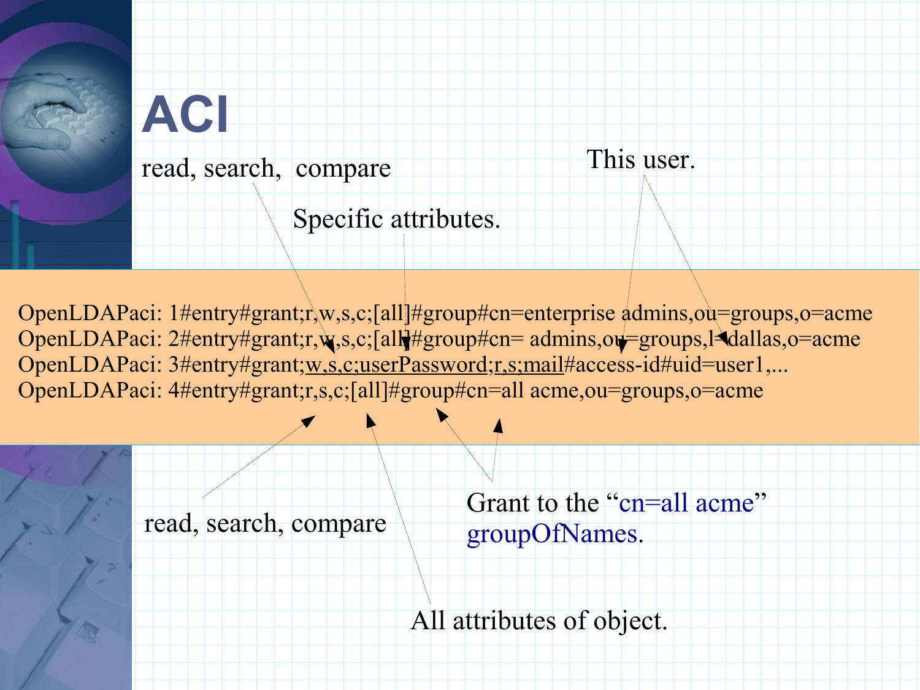# ACI

read, search, compare

Specific attributes.

This user.

```
OpenLDAPaci: 1#entry#grant;r,w,s,c;[all]#group#cn=enterprise admins,ou=groups,o=acme
OpenLDAPaci: 2#entry#grant;r,w,s,c;[all]#group#cn= admins,ou=groups,l=dallas,o=acme
OpenLDAPaci: 3#entry#grant;w,s,c;userPassword;r,s;mail#access-id#uid=user1,...
OpenLDAPaci: 4#entry#grant;r,s,c;[all]#group#cn=all acme,ou=groups,o=acme
```

read, search, compare

Grant to the “cn=all acme” groupOfNames.

All attributes of object.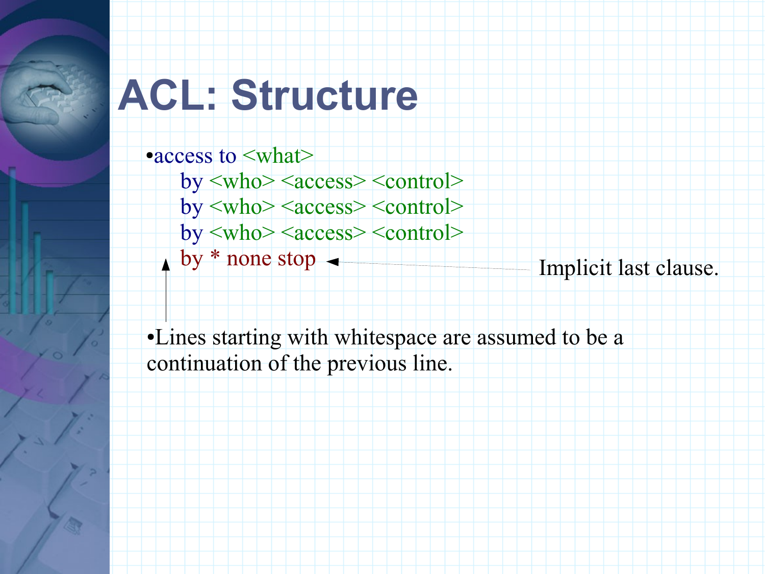# ACL: Structure

- access to <what>

```
access to <what>
    by <who> <access> <control>
    by <who> <access> <control>
    by <who> <access> <control>
    by * none stop
```

Implicit last clause.

- Lines starting with whitespace are assumed to be a continuation of the previous line.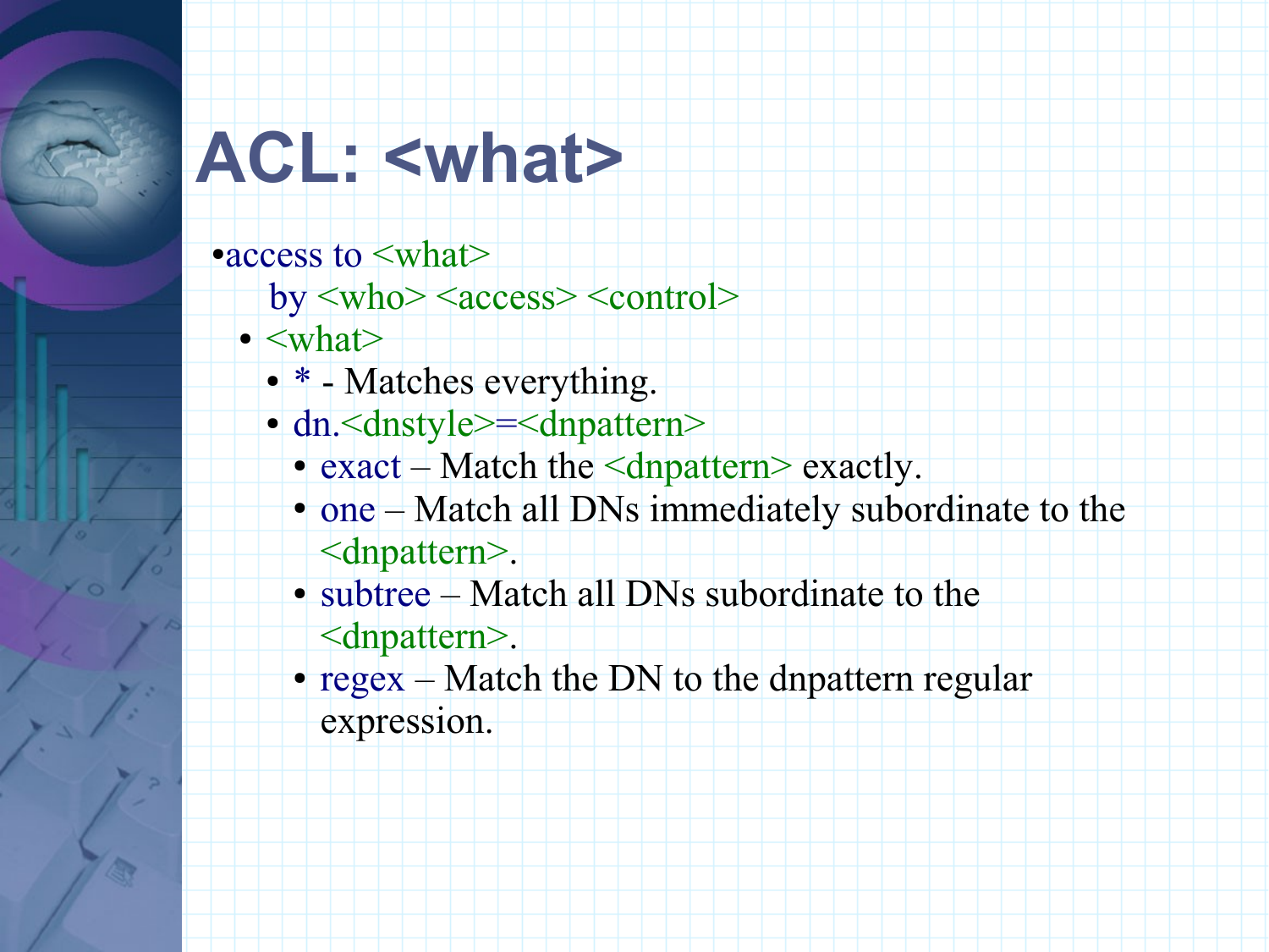# ACL: <what>

- access to <what>
  by <who> <access> <control>
  - <what>
    - * - Matches everything.
    - dn.<dnstyle>=<dnpattern>
      - exact – Match the <dnpattern> exactly.
      - one – Match all DNs immediately subordinate to the <dnpattern>.
      - subtree – Match all DNs subordinate to the <dnpattern>.
      - regex – Match the DN to the dnpattern regular expression.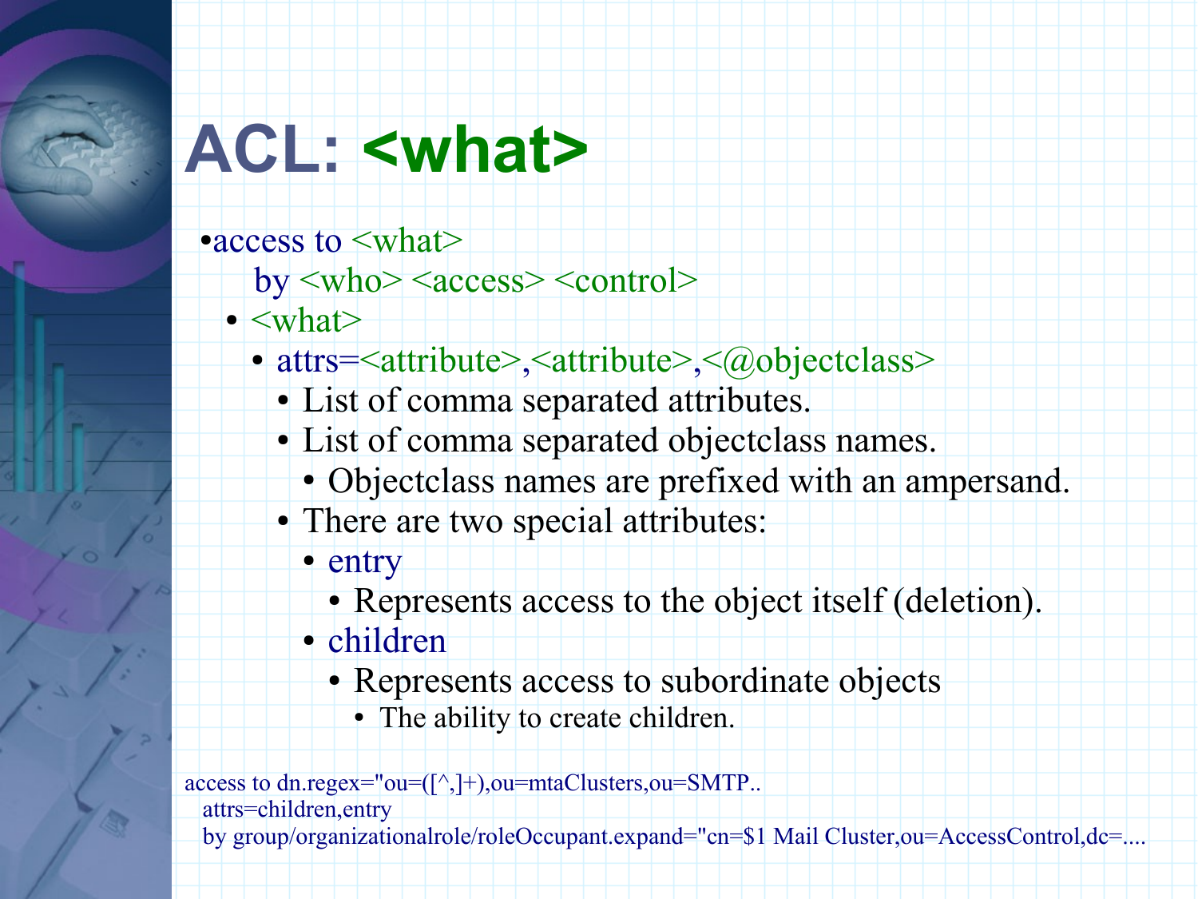# ACL: <what>

- access to <what>
  by <who> <access> <control>
  - <what>
    - attrs=<attribute>,<attribute>,<@objectclass>
      - List of comma separated attributes.
      - List of comma separated objectclass names.
        - Objectclass names are prefixed with an ampersand.
      - There are two special attributes:
        - entry
          - Represents access to the object itself (deletion).
        - children
          - Represents access to subordinate objects
            - The ability to create children.

```
access to dn.regex="ou=([^,]+),ou=mtaClusters,ou=SMTP..
  attrs=children,entry
  by group/organizationalrole/roleOccupant.expand="cn=$1 Mail Cluster,ou=AccessControl,dc=....
```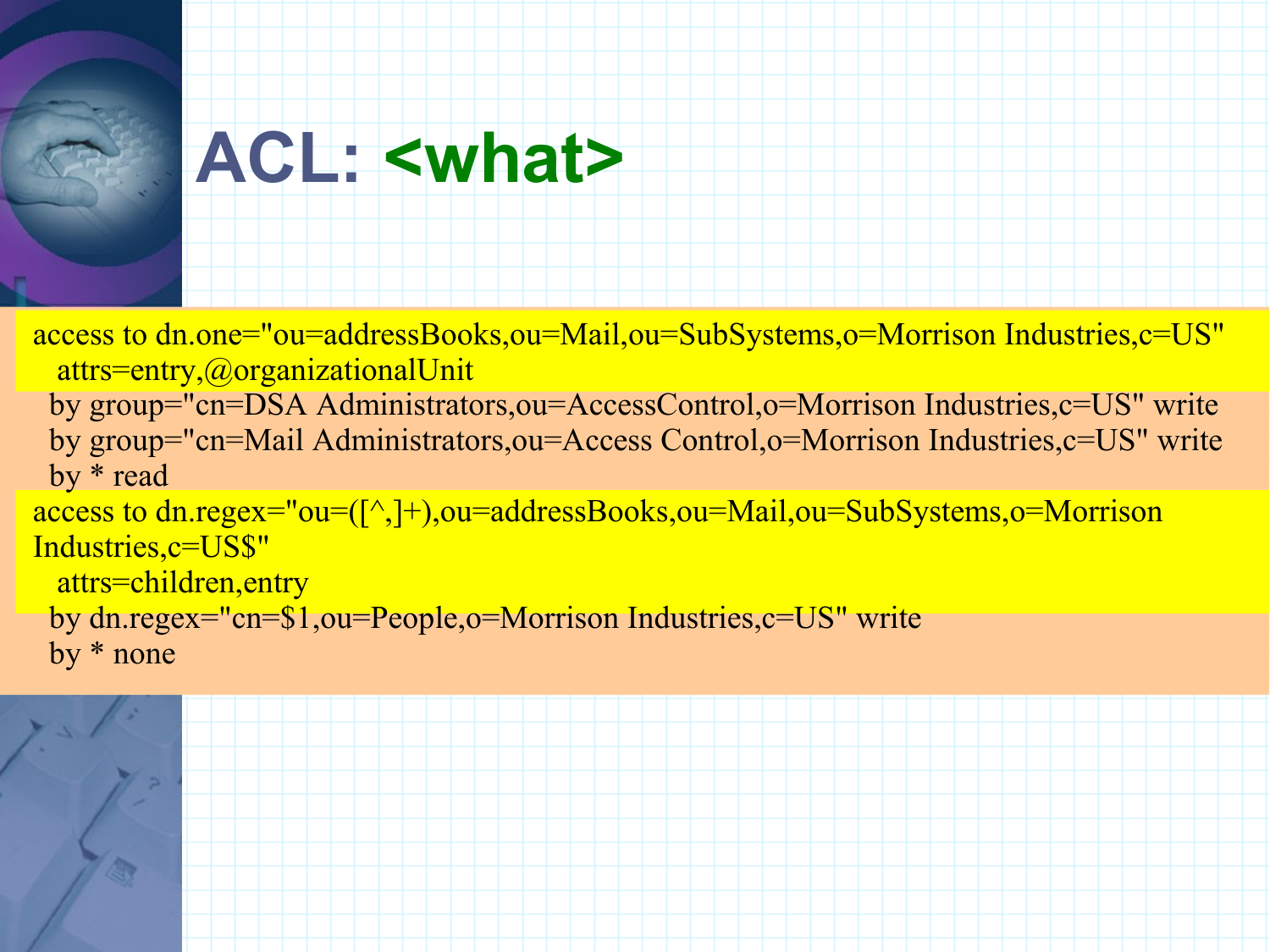# ACL: <what>

```
access to dn.one="ou=addressBooks,ou=Mail,ou=SubSystems,o=Morrison Industries,c=US"
   attrs=entry,@organizationalUnit
  by group="cn=DSA Administrators,ou=AccessControl,o=Morrison Industries,c=US" write
  by group="cn=Mail Administrators,ou=Access Control,o=Morrison Industries,c=US" write
  by * read
access to dn.regex="ou=([^,]+),ou=addressBooks,ou=Mail,ou=SubSystems,o=Morrison Industries,c=US$"
   attrs=children,entry
  by dn.regex="cn=$1,ou=People,o=Morrison Industries,c=US" write
  by * none
```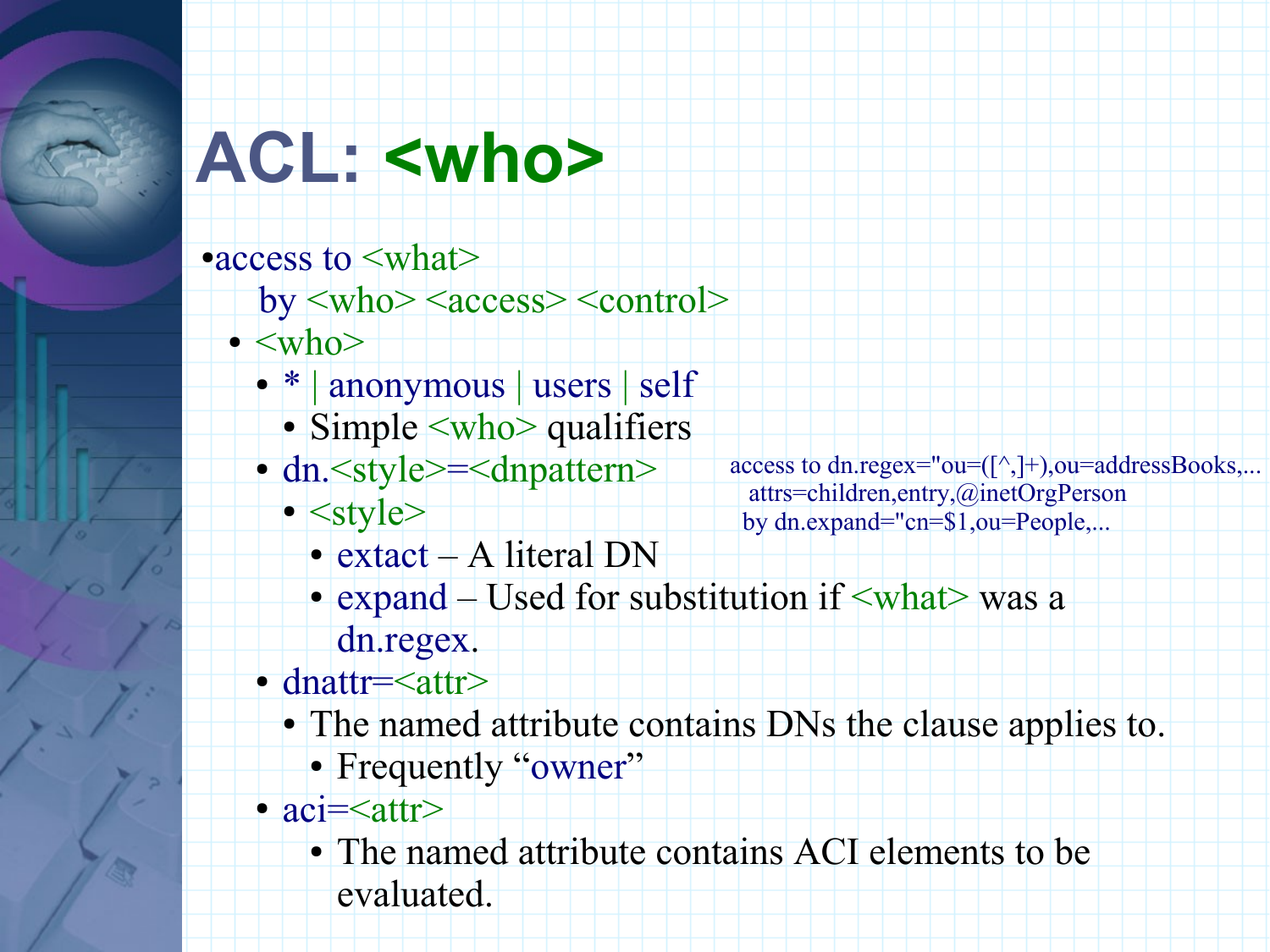# ACL: <who>

- access to <what>
  by <who> <access> <control>
  - <who>
    - * | anonymous | users | self
      - Simple <who> qualifiers
    - dn.<style>=<dnpattern>
      - <style>
        - extact – A literal DN
        - expand – Used for substitution if <what> was a dn.regex.
    - dnattr=<attr>
      - The named attribute contains DNs the clause applies to.
        - Frequently “owner”
    - aci=<attr>
      - The named attribute contains ACI elements to be evaluated.

```
access to dn.regex="ou=([^,]+),ou=addressBooks,...
  attrs=children,entry,@inetOrgPerson
 by dn.expand="cn=$1,ou=People,...
```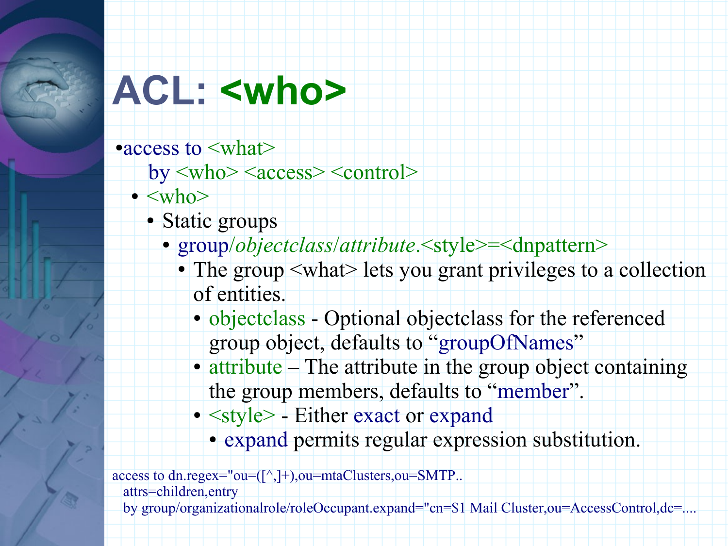# ACL: <who>

- access to <what>
  by <who> <access> <control>
  - <who>
    - Static groups
      - group/*objectclass*/*attribute*.<style>=<dnpattern>
        - The group <what> lets you grant privileges to a collection of entities.
          - objectclass - Optional objectclass for the referenced group object, defaults to "groupOfNames"
          - attribute – The attribute in the group object containing the group members, defaults to "member".
          - <style> - Either exact or expand
            - expand permits regular expression substitution.

```
access to dn.regex="ou=([^,]+),ou=mtaClusters,ou=SMTP..
  attrs=children,entry
  by group/organizationalrole/roleOccupant.expand="cn=$1 Mail Cluster,ou=AccessControl,dc=....
```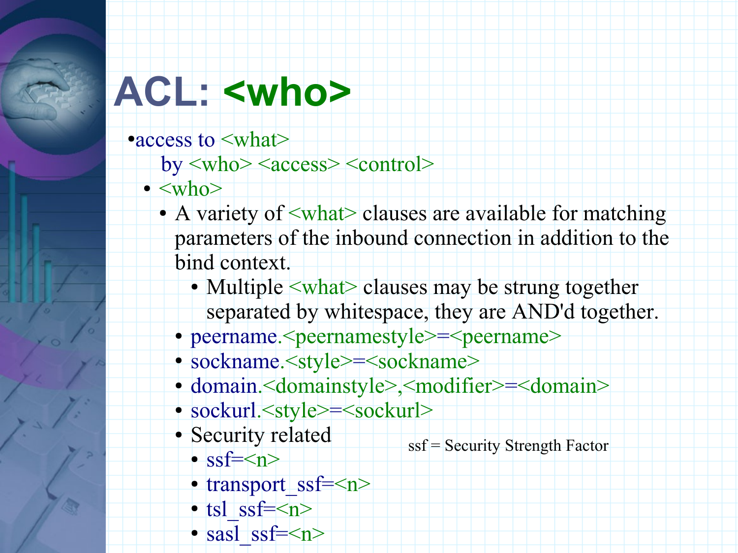# ACL: <who>

- access to <what>
  by <who> <access> <control>
  - <who>
    - A variety of <what> clauses are available for matching parameters of the inbound connection in addition to the bind context.
      - Multiple <what> clauses may be strung together separated by whitespace, they are AND'd together.
    - peername.<peernamestyle>=<peername>
    - sockname.<style>=<sockname>
    - domain.<domainstyle>,<modifier>=<domain>
    - sockurl.<style>=<sockurl>
    - Security related
      - ssf=<n>
      - transport_ssf=<n>
      - tsl_ssf=<n>
      - sasl_ssf=<n>

ssf = Security Strength Factor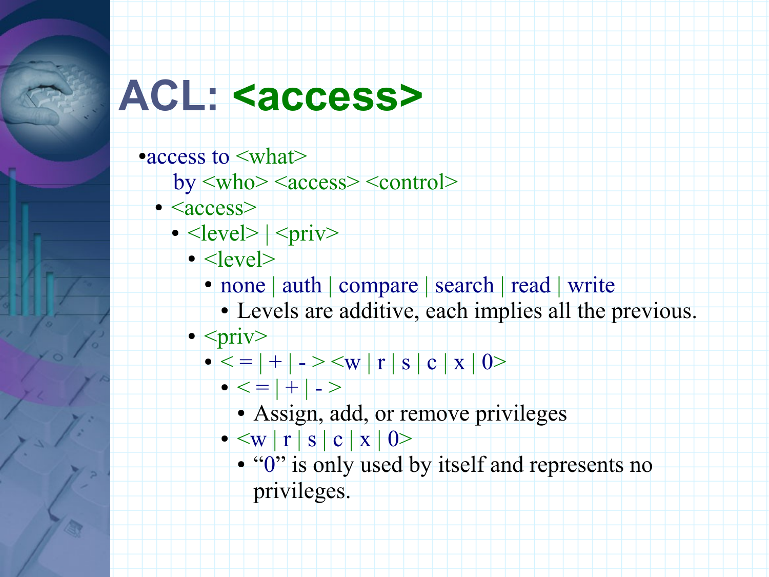# ACL: <access>

- access to <what>
  by <who> <access> <control>
  - <access>
    - <level> | <priv>
      - <level>
        - none | auth | compare | search | read | write
          - Levels are additive, each implies all the previous.
      - <priv>
        - < = | + | - > <w | r | s | c | x | 0>
          - < = | + | - >
            - Assign, add, or remove privileges
          - <w | r | s | c | x | 0>
            - "0" is only used by itself and represents no privileges.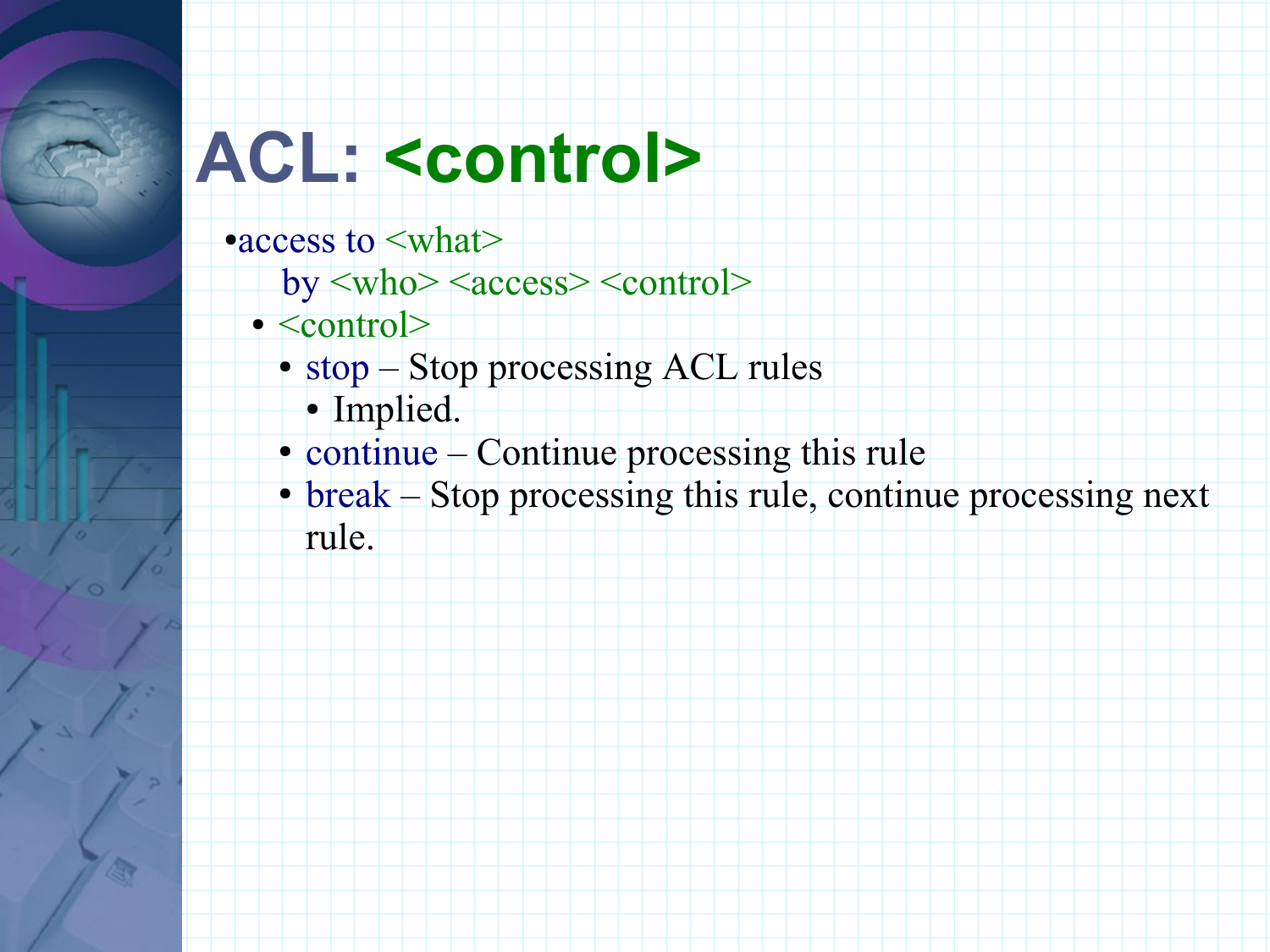# ACL: <control>

- access to <what>
  by <who> <access> <control>
  - <control>
    - stop – Stop processing ACL rules
      - Implied.
    - continue – Continue processing this rule
    - break – Stop processing this rule, continue processing next rule.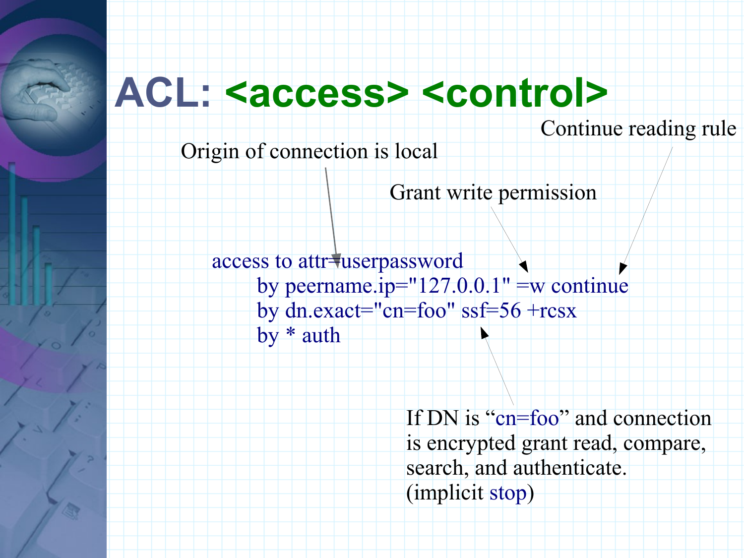# ACL: <access> <control>

Origin of connection is local

Grant write permission

Continue reading rule

```
access to attr=userpassword
        by peername.ip="127.0.0.1" =w continue
        by dn.exact="cn=foo" ssf=56 +rcsx
        by * auth
```

If DN is “cn=foo” and connection is encrypted grant read, compare, search, and authenticate. (implicit stop)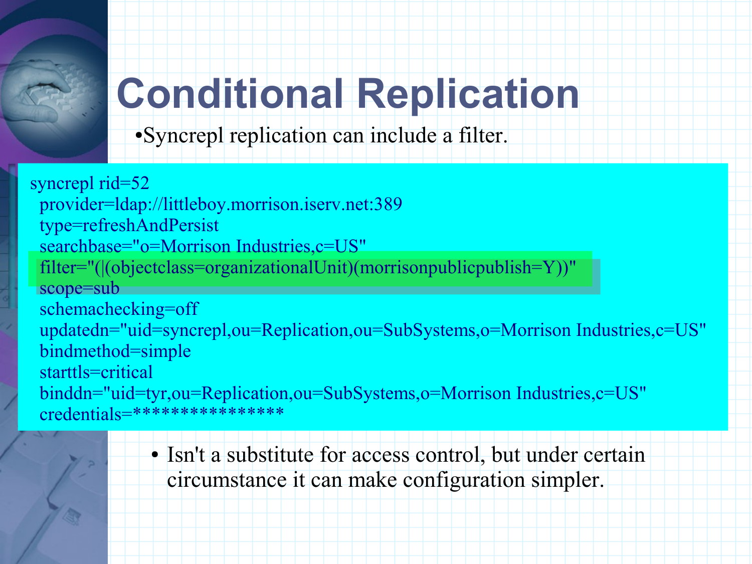# Conditional Replication

- Syncrepl replication can include a filter.

```
syncrepl rid=52
  provider=ldap://littleboy.morrison.iserv.net:389
  type=refreshAndPersist
  searchbase="o=Morrison Industries,c=US"
  filter="(|(objectclass=organizationalUnit)(morrisonpublicpublish=Y))"
  scope=sub
  schemachecking=off
  updatedn="uid=syncrepl,ou=Replication,ou=SubSystems,o=Morrison Industries,c=US"
  bindmethod=simple
  starttls=critical
  binddn="uid=tyr,ou=Replication,ou=SubSystems,o=Morrison Industries,c=US"
  credentials=****************
```

- Isn't a substitute for access control, but under certain circumstance it can make configuration simpler.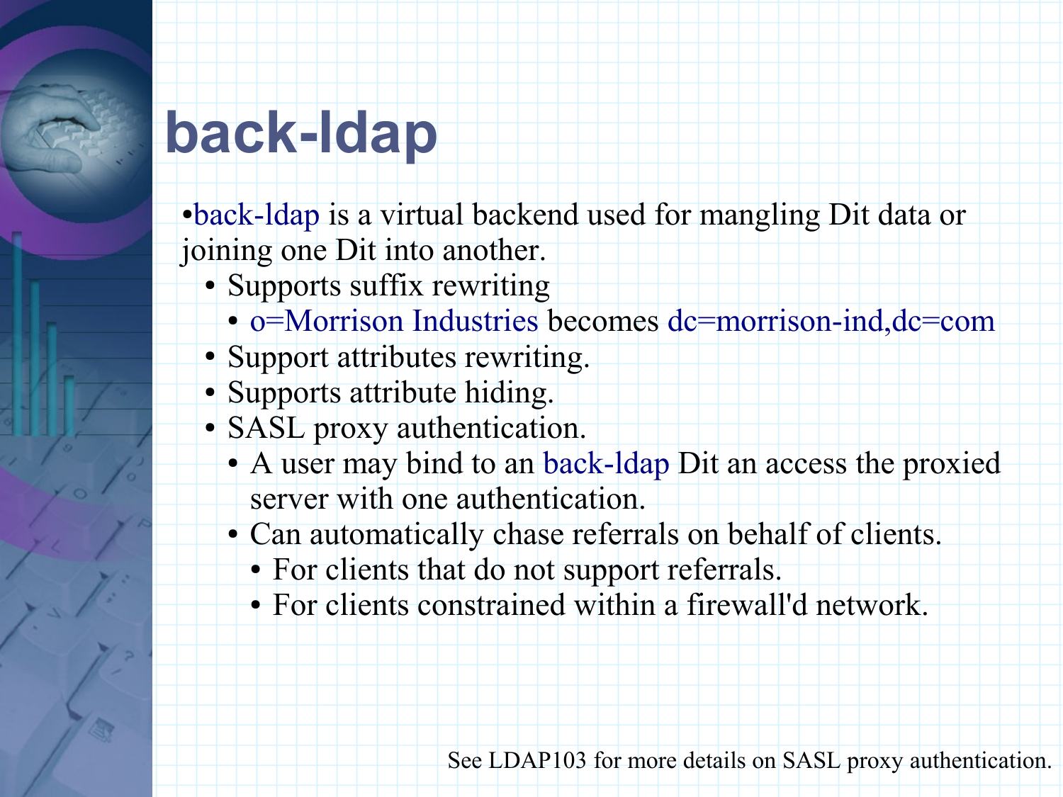# back-ldap

- back-ldap is a virtual backend used for mangling Dit data or joining one Dit into another.
  - Supports suffix rewriting
    - o=Morrison Industries becomes dc=morrison-ind,dc=com
  - Support attributes rewriting.
  - Supports attribute hiding.
  - SASL proxy authentication.
    - A user may bind to an back-ldap Dit an access the proxied server with one authentication.
    - Can automatically chase referrals on behalf of clients.
      - For clients that do not support referrals.
      - For clients constrained within a firewall'd network.

See LDAP103 for more details on SASL proxy authentication.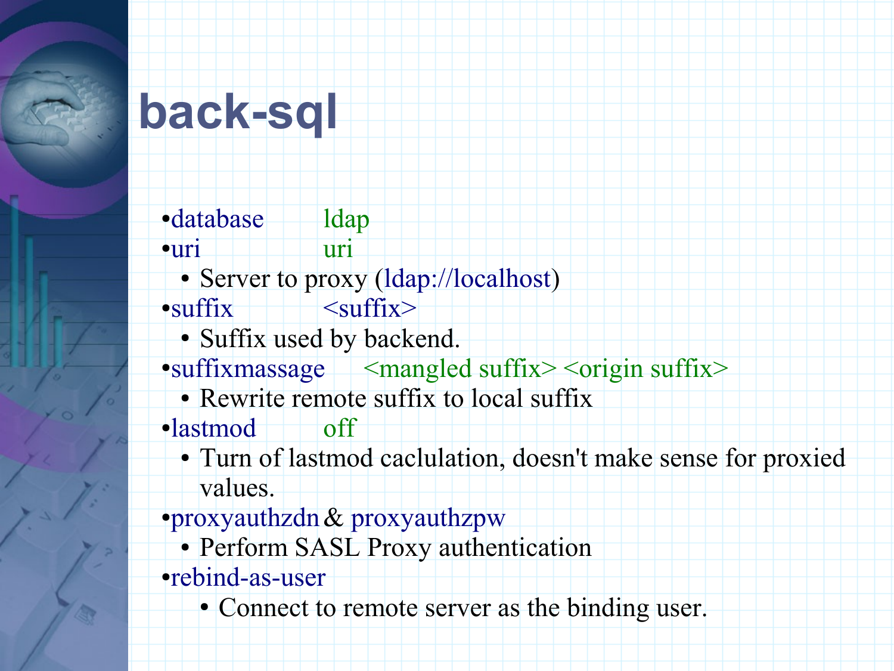# back-sql

- database ldap
- uri uri
  - Server to proxy (ldap://localhost)
- suffix <suffix>
  - Suffix used by backend.
- suffixmassage <mangled suffix> <origin suffix>
  - Rewrite remote suffix to local suffix
- lastmod off
  - Turn of lastmod caclulation, doesn't make sense for proxied values.
- proxyauthzdn & proxyauthzpw
  - Perform SASL Proxy authentication
- rebind-as-user
  - Connect to remote server as the binding user.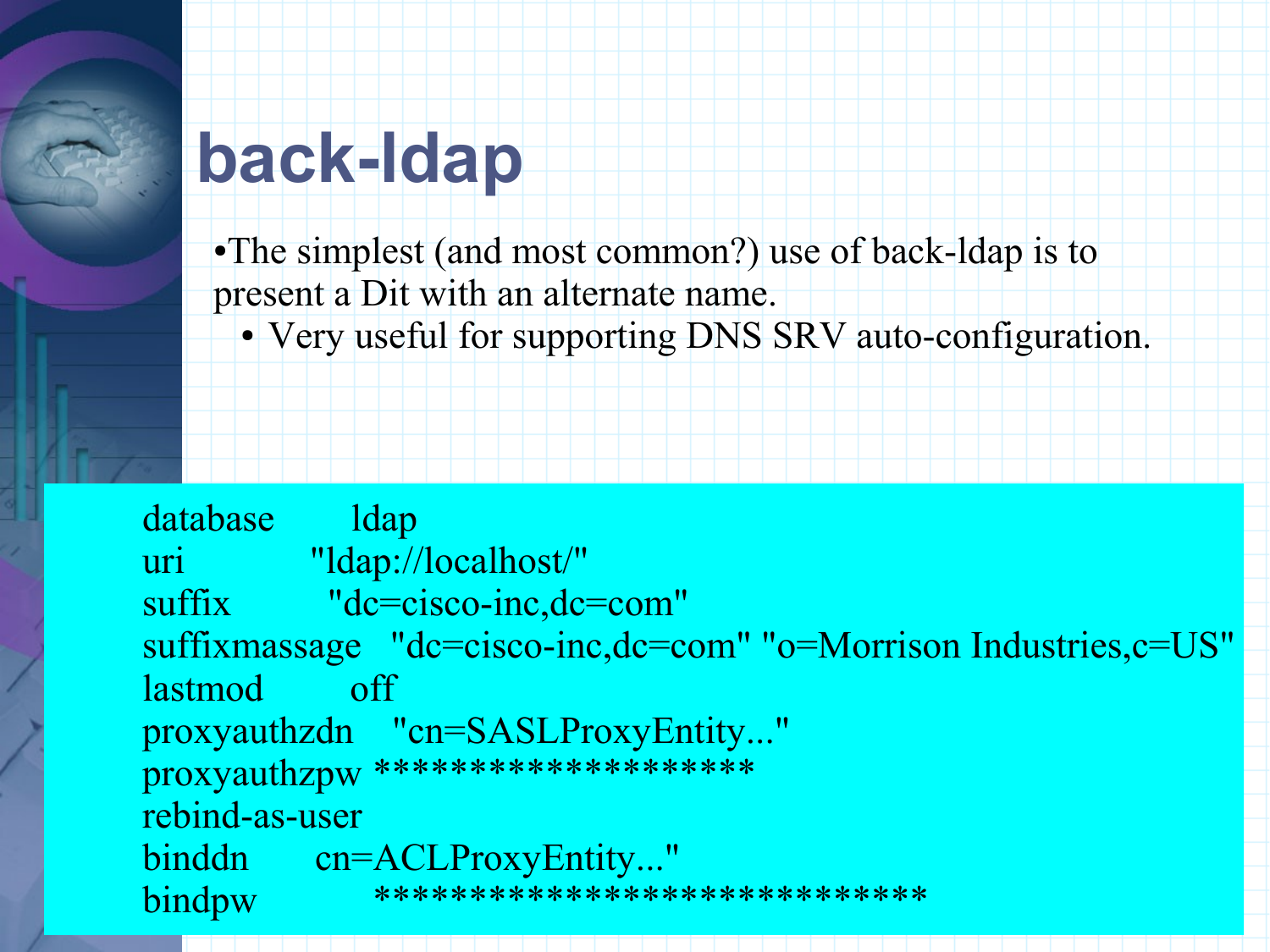# back-ldap

- The simplest (and most common?) use of back-ldap is to present a Dit with an alternate name.
  - Very useful for supporting DNS SRV auto-configuration.

```
database        ldap
uri             "ldap://localhost/"
suffix          "dc=cisco-inc,dc=com"
suffixmassage   "dc=cisco-inc,dc=com" "o=Morrison Industries,c=US"
lastmod         off
proxyauthzdn    "cn=SASLProxyEntity..."
proxyauthzpw ******************
rebind-as-user
binddn       cn=ACLProxyEntity..."
bindpw          ***************************
```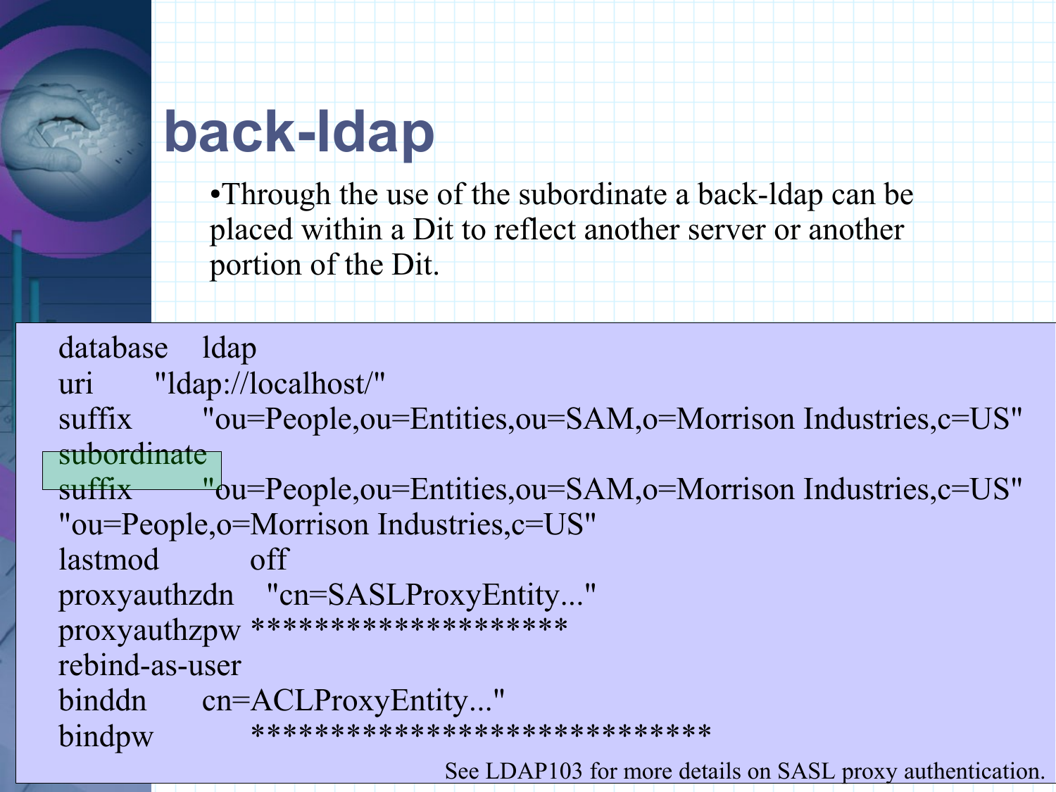# back-ldap

- Through the use of the subordinate a back-ldap can be placed within a Dit to reflect another server or another portion of the Dit.

```
database    ldap
uri         "ldap://localhost/"
suffix      "ou=People,ou=Entities,ou=SAM,o=Morrison Industries,c=US"
subordinate
suffix      "ou=People,ou=Entities,ou=SAM,o=Morrison Industries,c=US"
"ou=People,o=Morrison Industries,c=US"
lastmod          off
proxyauthzdn    "cn=SASLProxyEntity..."
proxyauthzpw *******************
rebind-as-user
binddn      cn=ACLProxyEntity..."
bindpw          *****************************
```

See LDAP103 for more details on SASL proxy authentication.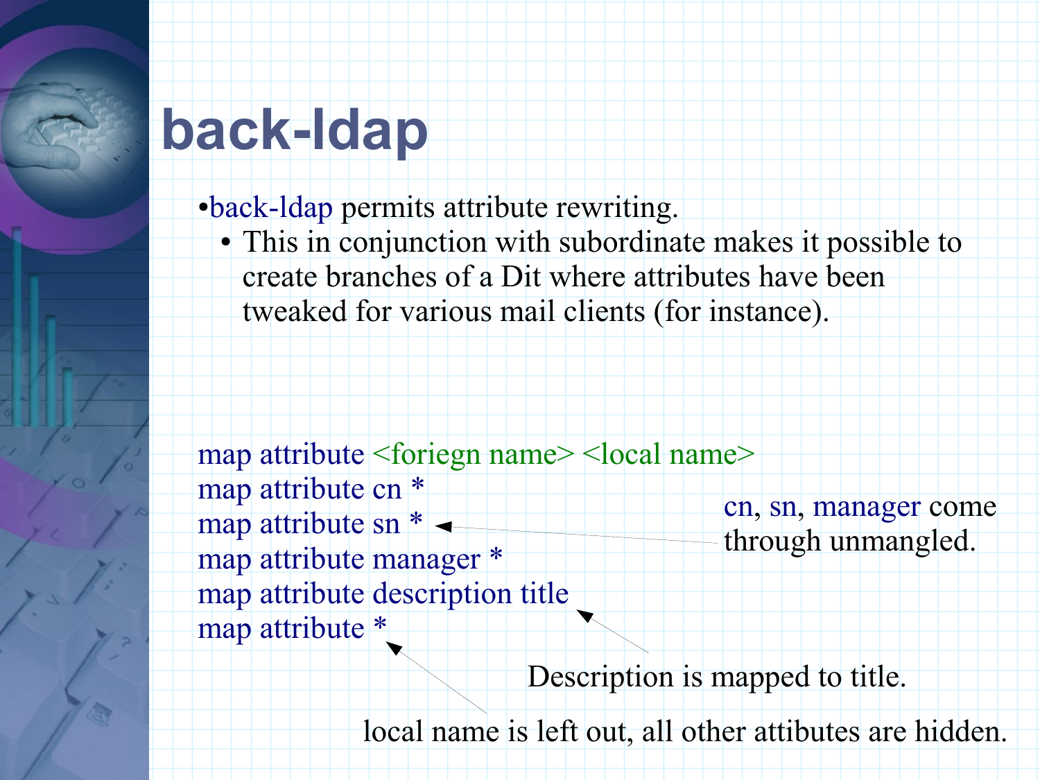# back-ldap

- back-ldap permits attribute rewriting.
  - This in conjunction with subordinate makes it possible to create branches of a Dit where attributes have been tweaked for various mail clients (for instance).

```
map attribute <foriegn name> <local name>
map attribute cn *
map attribute sn *
map attribute manager *
map attribute description title
map attribute *
```

cn, sn, manager come through unmangled.

Description is mapped to title.

local name is left out, all other attibutes are hidden.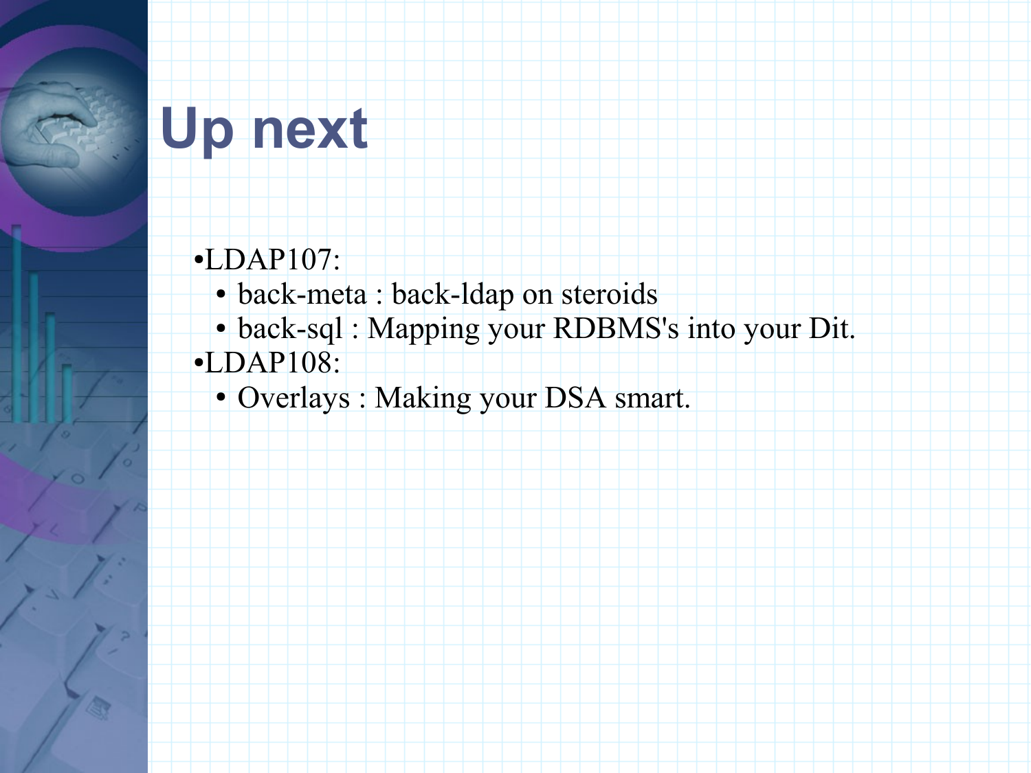# Up next

- LDAP107:
  - back-meta : back-ldap on steroids
  - back-sql : Mapping your RDBMS's into your Dit.
- LDAP108:
  - Overlays : Making your DSA smart.